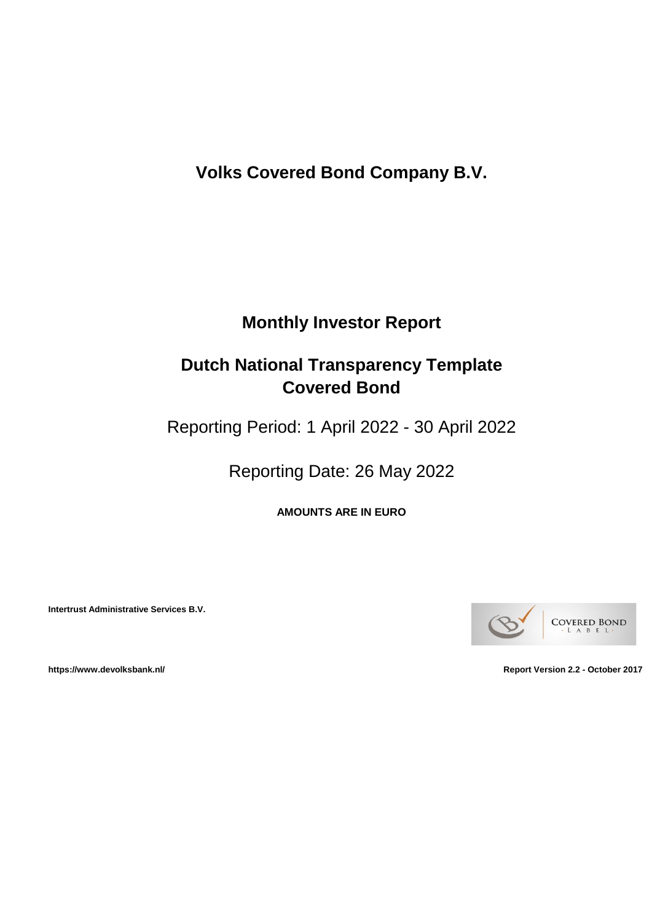# Volks Covered Bond Company B.V.

## Monthly Investor Report

## Dutch National Transparency Template Covered Bond

Reporting Period: 1 April 2022 - 30 April 2022

Reporting Date: 26 May 2022

**AMOUNTS ARE IN EURO**

**Intertrust Administrative Services B.V.**

COVERED BOND LABEL

**https://www.devolksbank.nl/**

**Report Version 2.2 - October 2017**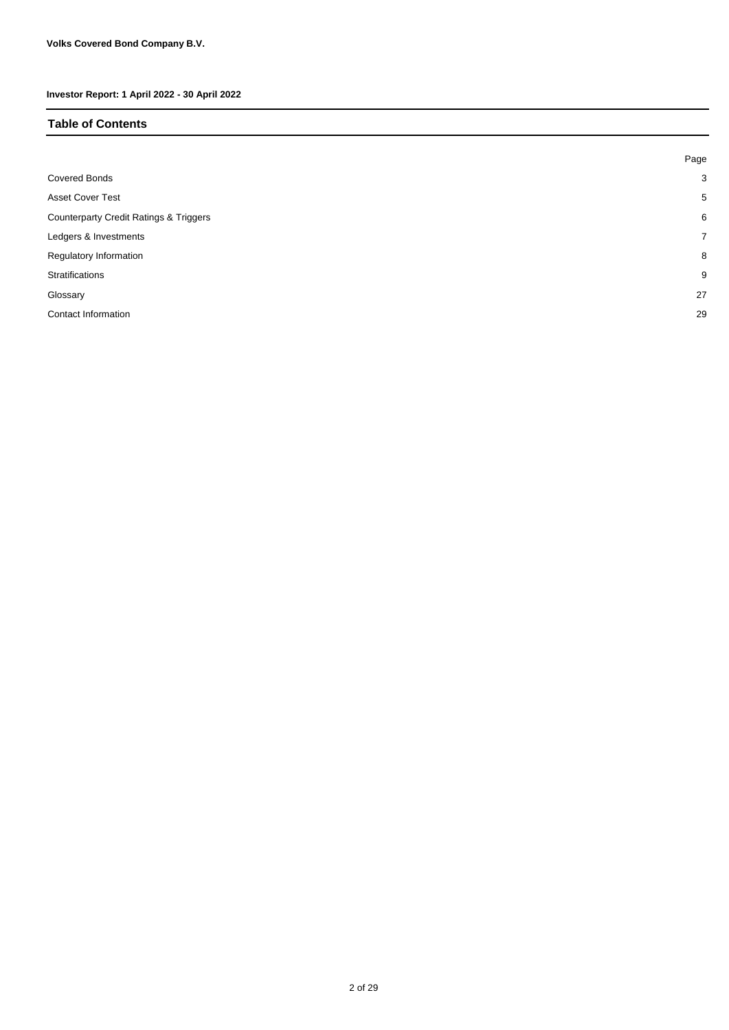**Volks Covered Bond Company B.V.**

**Investor Report: 1 April 2022 - 30 April 2022**

## Table of Contents

| | Page |
|---|---|
| Covered Bonds | 3 |
| Asset Cover Test | 5 |
| Counterparty Credit Ratings & Triggers | 6 |
| Ledgers & Investments | 7 |
| Regulatory Information | 8 |
| Stratifications | 9 |
| Glossary | 27 |
| Contact Information | 29 |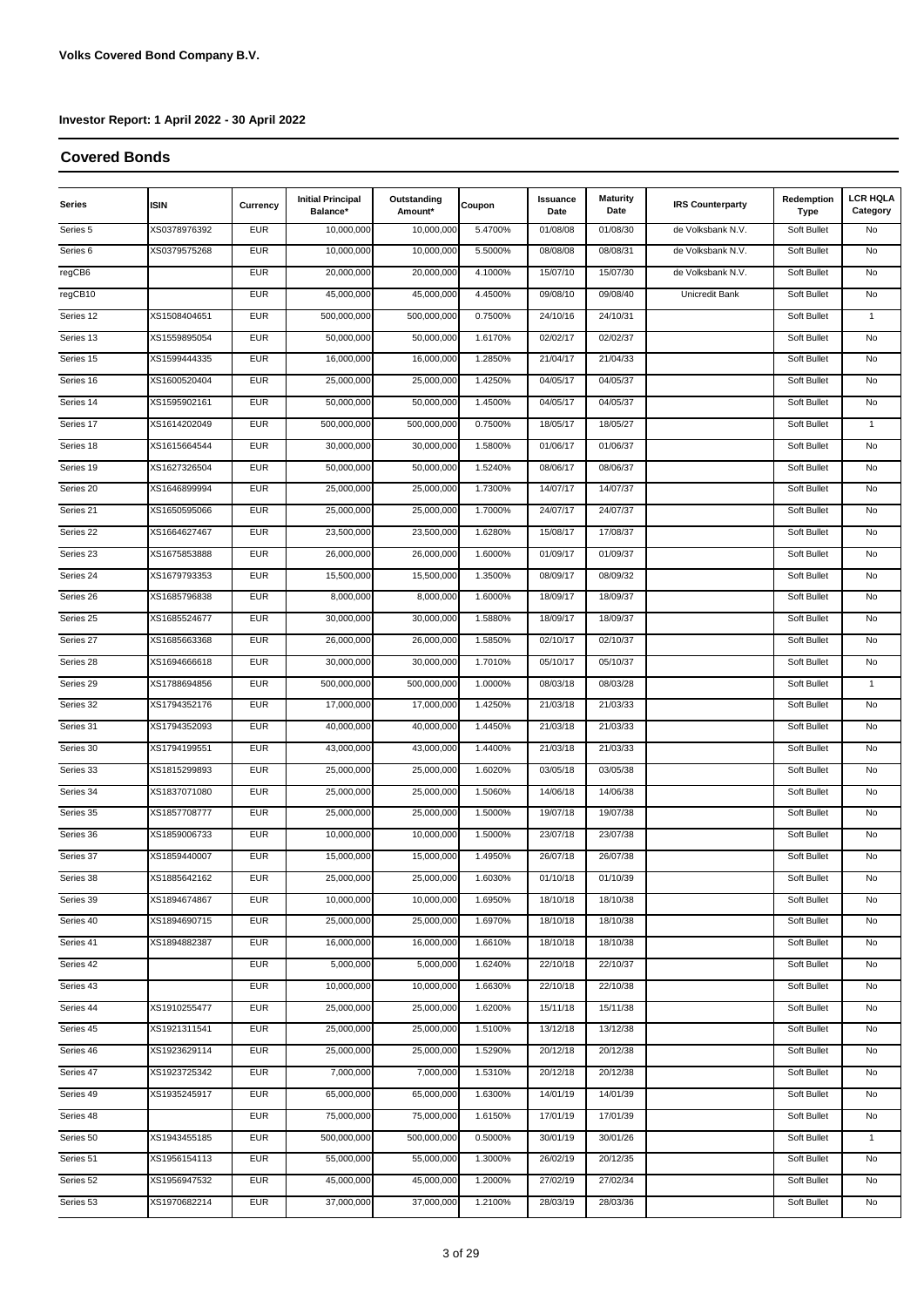**Volks Covered Bond Company B.V.**

**Investor Report: 1 April 2022 - 30 April 2022**

## Covered Bonds

| Series | ISIN | Currency | Initial Principal Balance* | Outstanding Amount* | Coupon | Issuance Date | Maturity Date | IRS Counterparty | Redemption Type | LCR HQLA Category |
|---|---|---|---|---|---|---|---|---|---|---|
| Series 5 | XS0378976392 | EUR | 10,000,000 | 10,000,000 | 5.4700% | 01/08/08 | 01/08/30 | de Volksbank N.V. | Soft Bullet | No |
| Series 6 | XS0379575268 | EUR | 10,000,000 | 10,000,000 | 5.5000% | 08/08/08 | 08/08/31 | de Volksbank N.V. | Soft Bullet | No |
| regCB6 | | EUR | 20,000,000 | 20,000,000 | 4.1000% | 15/07/10 | 15/07/30 | de Volksbank N.V. | Soft Bullet | No |
| regCB10 | | EUR | 45,000,000 | 45,000,000 | 4.4500% | 09/08/10 | 09/08/40 | Unicredit Bank | Soft Bullet | No |
| Series 12 | XS1508404651 | EUR | 500,000,000 | 500,000,000 | 0.7500% | 24/10/16 | 24/10/31 | | Soft Bullet | 1 |
| Series 13 | XS1559895054 | EUR | 50,000,000 | 50,000,000 | 1.6170% | 02/02/17 | 02/02/37 | | Soft Bullet | No |
| Series 15 | XS1599444335 | EUR | 16,000,000 | 16,000,000 | 1.2850% | 21/04/17 | 21/04/33 | | Soft Bullet | No |
| Series 16 | XS1600520404 | EUR | 25,000,000 | 25,000,000 | 1.4250% | 04/05/17 | 04/05/37 | | Soft Bullet | No |
| Series 14 | XS1595902161 | EUR | 50,000,000 | 50,000,000 | 1.4500% | 04/05/17 | 04/05/37 | | Soft Bullet | No |
| Series 17 | XS1614202049 | EUR | 500,000,000 | 500,000,000 | 0.7500% | 18/05/17 | 18/05/27 | | Soft Bullet | 1 |
| Series 18 | XS1615664544 | EUR | 30,000,000 | 30,000,000 | 1.5800% | 01/06/17 | 01/06/37 | | Soft Bullet | No |
| Series 19 | XS1627326504 | EUR | 50,000,000 | 50,000,000 | 1.5240% | 08/06/17 | 08/06/37 | | Soft Bullet | No |
| Series 20 | XS1646899994 | EUR | 25,000,000 | 25,000,000 | 1.7300% | 14/07/17 | 14/07/37 | | Soft Bullet | No |
| Series 21 | XS1650595066 | EUR | 25,000,000 | 25,000,000 | 1.7000% | 24/07/17 | 24/07/37 | | Soft Bullet | No |
| Series 22 | XS1664627467 | EUR | 23,500,000 | 23,500,000 | 1.6280% | 15/08/17 | 17/08/37 | | Soft Bullet | No |
| Series 23 | XS1675853888 | EUR | 26,000,000 | 26,000,000 | 1.6000% | 01/09/17 | 01/09/37 | | Soft Bullet | No |
| Series 24 | XS1679793353 | EUR | 15,500,000 | 15,500,000 | 1.3500% | 08/09/17 | 08/09/32 | | Soft Bullet | No |
| Series 26 | XS1685796838 | EUR | 8,000,000 | 8,000,000 | 1.6000% | 18/09/17 | 18/09/37 | | Soft Bullet | No |
| Series 25 | XS1685524677 | EUR | 30,000,000 | 30,000,000 | 1.5880% | 18/09/17 | 18/09/37 | | Soft Bullet | No |
| Series 27 | XS1685663368 | EUR | 26,000,000 | 26,000,000 | 1.5850% | 02/10/17 | 02/10/37 | | Soft Bullet | No |
| Series 28 | XS1694666618 | EUR | 30,000,000 | 30,000,000 | 1.7010% | 05/10/17 | 05/10/37 | | Soft Bullet | No |
| Series 29 | XS1788694856 | EUR | 500,000,000 | 500,000,000 | 1.0000% | 08/03/18 | 08/03/28 | | Soft Bullet | 1 |
| Series 32 | XS1794352176 | EUR | 17,000,000 | 17,000,000 | 1.4250% | 21/03/18 | 21/03/33 | | Soft Bullet | No |
| Series 31 | XS1794352093 | EUR | 40,000,000 | 40,000,000 | 1.4450% | 21/03/18 | 21/03/33 | | Soft Bullet | No |
| Series 30 | XS1794199551 | EUR | 43,000,000 | 43,000,000 | 1.4400% | 21/03/18 | 21/03/33 | | Soft Bullet | No |
| Series 33 | XS1815299893 | EUR | 25,000,000 | 25,000,000 | 1.6020% | 03/05/18 | 03/05/38 | | Soft Bullet | No |
| Series 34 | XS1837071080 | EUR | 25,000,000 | 25,000,000 | 1.5060% | 14/06/18 | 14/06/38 | | Soft Bullet | No |
| Series 35 | XS1857708777 | EUR | 25,000,000 | 25,000,000 | 1.5000% | 19/07/18 | 19/07/38 | | Soft Bullet | No |
| Series 36 | XS1859006733 | EUR | 10,000,000 | 10,000,000 | 1.5000% | 23/07/18 | 23/07/38 | | Soft Bullet | No |
| Series 37 | XS1859440007 | EUR | 15,000,000 | 15,000,000 | 1.4950% | 26/07/18 | 26/07/38 | | Soft Bullet | No |
| Series 38 | XS1885642162 | EUR | 25,000,000 | 25,000,000 | 1.6030% | 01/10/18 | 01/10/39 | | Soft Bullet | No |
| Series 39 | XS1894674867 | EUR | 10,000,000 | 10,000,000 | 1.6950% | 18/10/18 | 18/10/38 | | Soft Bullet | No |
| Series 40 | XS1894690715 | EUR | 25,000,000 | 25,000,000 | 1.6970% | 18/10/18 | 18/10/38 | | Soft Bullet | No |
| Series 41 | XS1894882387 | EUR | 16,000,000 | 16,000,000 | 1.6610% | 18/10/18 | 18/10/38 | | Soft Bullet | No |
| Series 42 | | EUR | 5,000,000 | 5,000,000 | 1.6240% | 22/10/18 | 22/10/37 | | Soft Bullet | No |
| Series 43 | | EUR | 10,000,000 | 10,000,000 | 1.6630% | 22/10/18 | 22/10/38 | | Soft Bullet | No |
| Series 44 | XS1910255477 | EUR | 25,000,000 | 25,000,000 | 1.6200% | 15/11/18 | 15/11/38 | | Soft Bullet | No |
| Series 45 | XS1921311541 | EUR | 25,000,000 | 25,000,000 | 1.5100% | 13/12/18 | 13/12/38 | | Soft Bullet | No |
| Series 46 | XS1923629114 | EUR | 25,000,000 | 25,000,000 | 1.5290% | 20/12/18 | 20/12/38 | | Soft Bullet | No |
| Series 47 | XS1923725342 | EUR | 7,000,000 | 7,000,000 | 1.5310% | 20/12/18 | 20/12/38 | | Soft Bullet | No |
| Series 49 | XS1935245917 | EUR | 65,000,000 | 65,000,000 | 1.6300% | 14/01/19 | 14/01/39 | | Soft Bullet | No |
| Series 48 | | EUR | 75,000,000 | 75,000,000 | 1.6150% | 17/01/19 | 17/01/39 | | Soft Bullet | No |
| Series 50 | XS1943455185 | EUR | 500,000,000 | 500,000,000 | 0.5000% | 30/01/19 | 30/01/26 | | Soft Bullet | 1 |
| Series 51 | XS1956154113 | EUR | 55,000,000 | 55,000,000 | 1.3000% | 26/02/19 | 20/12/35 | | Soft Bullet | No |
| Series 52 | XS1956947532 | EUR | 45,000,000 | 45,000,000 | 1.2000% | 27/02/19 | 27/02/34 | | Soft Bullet | No |
| Series 53 | XS1970682214 | EUR | 37,000,000 | 37,000,000 | 1.2100% | 28/03/19 | 28/03/36 | | Soft Bullet | No |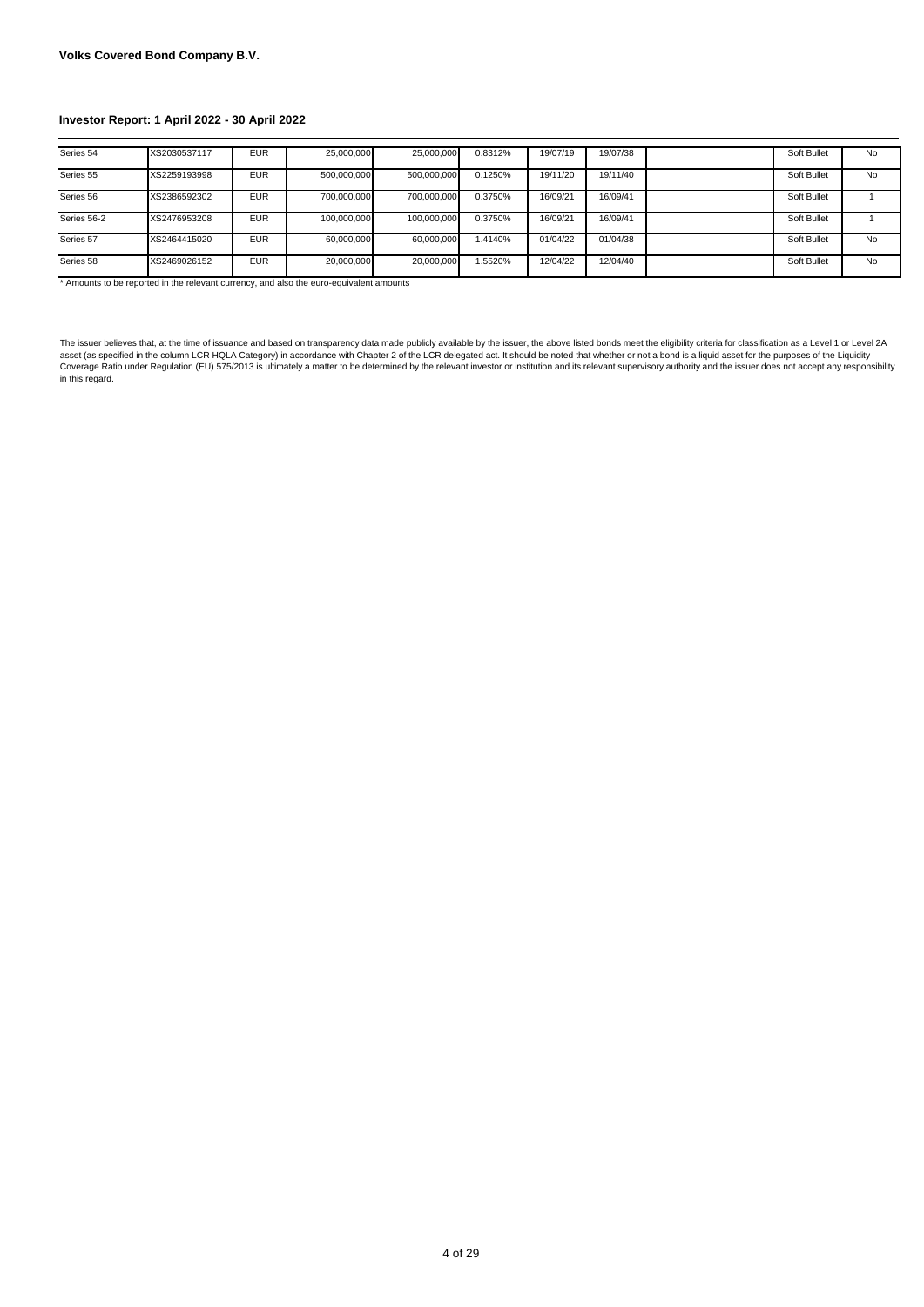**Volks Covered Bond Company B.V.**

**Investor Report: 1 April 2022 - 30 April 2022**

| | | | | | | | | | | |
|---|---|---|---|---|---|---|---|---|---|---|
| Series 54 | XS2030537117 | EUR | 25,000,000 | 25,000,000 | 0.8312% | 19/07/19 | 19/07/38 | | Soft Bullet | No |
| Series 55 | XS2259193998 | EUR | 500,000,000 | 500,000,000 | 0.1250% | 19/11/20 | 19/11/40 | | Soft Bullet | No |
| Series 56 | XS2386592302 | EUR | 700,000,000 | 700,000,000 | 0.3750% | 16/09/21 | 16/09/41 | | Soft Bullet | 1 |
| Series 56-2 | XS2476953208 | EUR | 100,000,000 | 100,000,000 | 0.3750% | 16/09/21 | 16/09/41 | | Soft Bullet | 1 |
| Series 57 | XS2464415020 | EUR | 60,000,000 | 60,000,000 | 1.4140% | 01/04/22 | 01/04/38 | | Soft Bullet | No |
| Series 58 | XS2469026152 | EUR | 20,000,000 | 20,000,000 | 1.5520% | 12/04/22 | 12/04/40 | | Soft Bullet | No |

* Amounts to be reported in the relevant currency, and also the euro-equivalent amounts

The issuer believes that, at the time of issuance and based on transparency data made publicly available by the issuer, the above listed bonds meet the eligibility criteria for classification as a Level 1 or Level 2A asset (as specified in the column LCR HQLA Category) in accordance with Chapter 2 of the LCR delegated act. It should be noted that whether or not a bond is a liquid asset for the purposes of the Liquidity Coverage Ratio under Regulation (EU) 575/2013 is ultimately a matter to be determined by the relevant investor or institution and its relevant supervisory authority and the issuer does not accept any responsibility in this regard.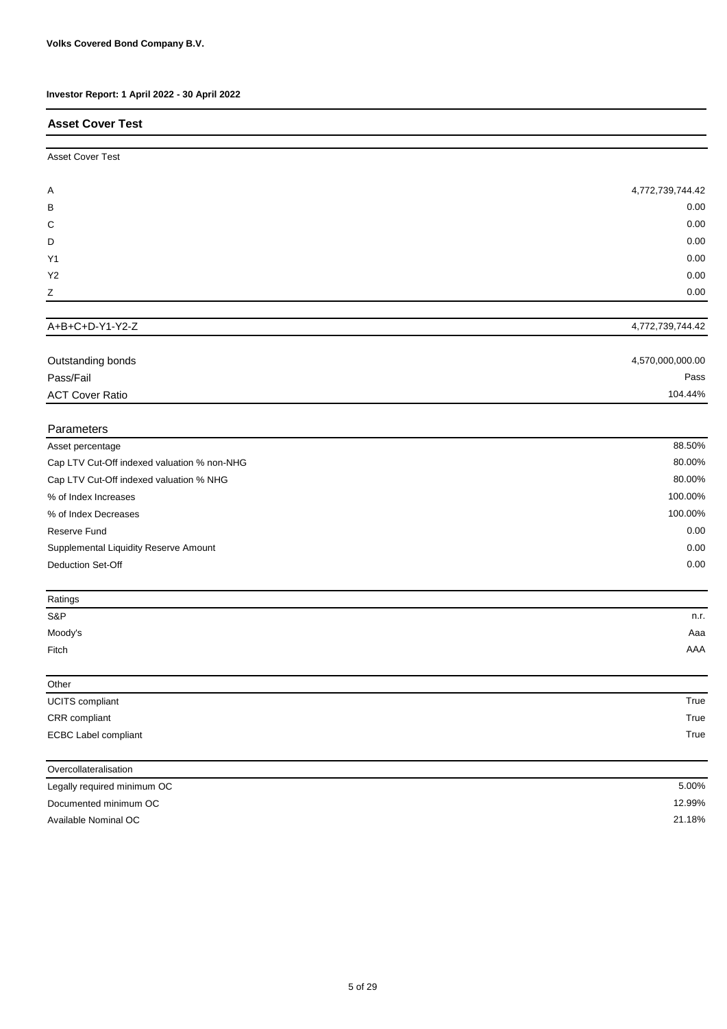**Volks Covered Bond Company B.V.**

**Investor Report: 1 April 2022 - 30 April 2022**

## Asset Cover Test

| Asset Cover Test | |
|---|---|
| A | 4,772,739,744.42 |
| B | 0.00 |
| C | 0.00 |
| D | 0.00 |
| Y1 | 0.00 |
| Y2 | 0.00 |
| Z | 0.00 |
| A+B+C+D-Y1-Y2-Z | 4,772,739,744.42 |

| | |
|---|---|
| Outstanding bonds | 4,570,000,000.00 |
| Pass/Fail | Pass |
| ACT Cover Ratio | 104.44% |

| Parameters | |
|---|---|
| Asset percentage | 88.50% |
| Cap LTV Cut-Off indexed valuation % non-NHG | 80.00% |
| Cap LTV Cut-Off indexed valuation % NHG | 80.00% |
| % of Index Increases | 100.00% |
| % of Index Decreases | 100.00% |
| Reserve Fund | 0.00 |
| Supplemental Liquidity Reserve Amount | 0.00 |
| Deduction Set-Off | 0.00 |

| Ratings | |
|---|---|
| S&P | n.r. |
| Moody's | Aaa |
| Fitch | AAA |

| Other | |
|---|---|
| UCITS compliant | True |
| CRR compliant | True |
| ECBC Label compliant | True |

| Overcollateralisation | |
|---|---|
| Legally required minimum OC | 5.00% |
| Documented minimum OC | 12.99% |
| Available Nominal OC | 21.18% |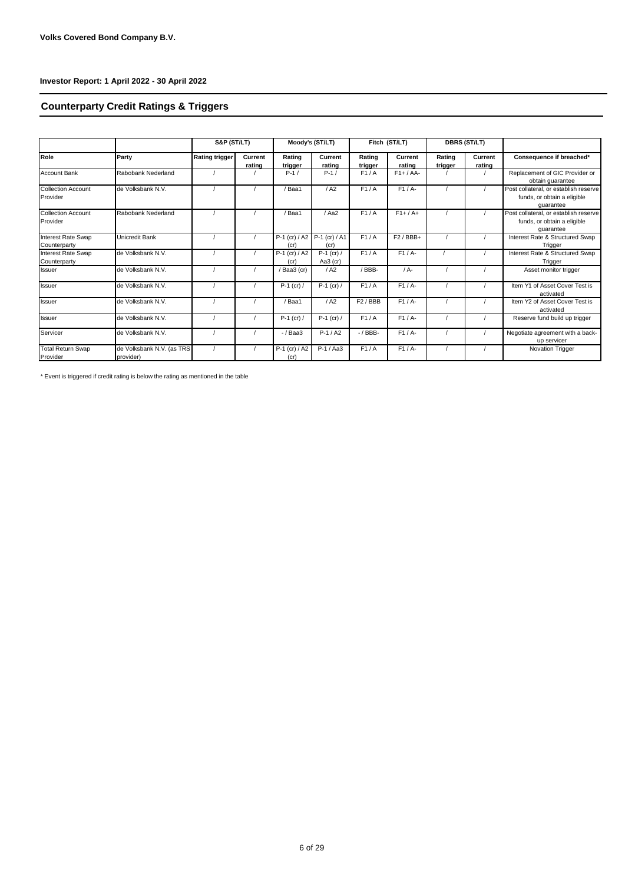**Volks Covered Bond Company B.V.**

**Investor Report: 1 April 2022 - 30 April 2022**

## Counterparty Credit Ratings & Triggers

| | | S&P (ST/LT) | | Moody's (ST/LT) | | Fitch (ST/LT) | | DBRS (ST/LT) | | |
|---|---|---|---|---|---|---|---|---|---|---|
| **Role** | **Party** | **Rating trigger** | **Current rating** | **Rating trigger** | **Current rating** | **Rating trigger** | **Current rating** | **Rating trigger** | **Current rating** | **Consequence if breached*** |
| Account Bank | Rabobank Nederland | / | / | P-1 / | P-1 / | F1 / A | F1+ / AA- | / | / | Replacement of GIC Provider or obtain guarantee |
| Collection Account Provider | de Volksbank N.V. | / | / | / Baa1 | / A2 | F1 / A | F1 / A- | / | / | Post collateral, or establish reserve funds, or obtain a eligible guarantee |
| Collection Account Provider | Rabobank Nederland | / | / | / Baa1 | / Aa2 | F1 / A | F1+ / A+ | / | / | Post collateral, or establish reserve funds, or obtain a eligible guarantee |
| Interest Rate Swap Counterparty | Unicredit Bank | / | / | P-1 (cr) / A2 (cr) | P-1 (cr) / A1 (cr) | F1 / A | F2 / BBB+ | / | / | Interest Rate & Structured Swap Trigger |
| Interest Rate Swap Counterparty | de Volksbank N.V. | / | / | P-1 (cr) / A2 (cr) | P-1 (cr) / Aa3 (cr) | F1 / A | F1 / A- | / | / | Interest Rate & Structured Swap Trigger |
| Issuer | de Volksbank N.V. | / | / | / Baa3 (cr) | / A2 | / BBB- | / A- | / | / | Asset monitor trigger |
| Issuer | de Volksbank N.V. | / | / | P-1 (cr) / | P-1 (cr) / | F1 / A | F1 / A- | / | / | Item Y1 of Asset Cover Test is activated |
| Issuer | de Volksbank N.V. | / | / | / Baa1 | / A2 | F2 / BBB | F1 / A- | / | / | Item Y2 of Asset Cover Test is activated |
| Issuer | de Volksbank N.V. | / | / | P-1 (cr) / | P-1 (cr) / | F1 / A | F1 / A- | / | / | Reserve fund build up trigger |
| Servicer | de Volksbank N.V. | / | / | - / Baa3 | P-1 / A2 | - / BBB- | F1 / A- | / | / | Negotiate agreement with a back-up servicer |
| Total Return Swap Provider | de Volksbank N.V. (as TRS provider) | / | / | P-1 (cr) / A2 (cr) | P-1 / Aa3 | F1 / A | F1 / A- | / | / | Novation Trigger |

* Event is triggered if credit rating is below the rating as mentioned in the table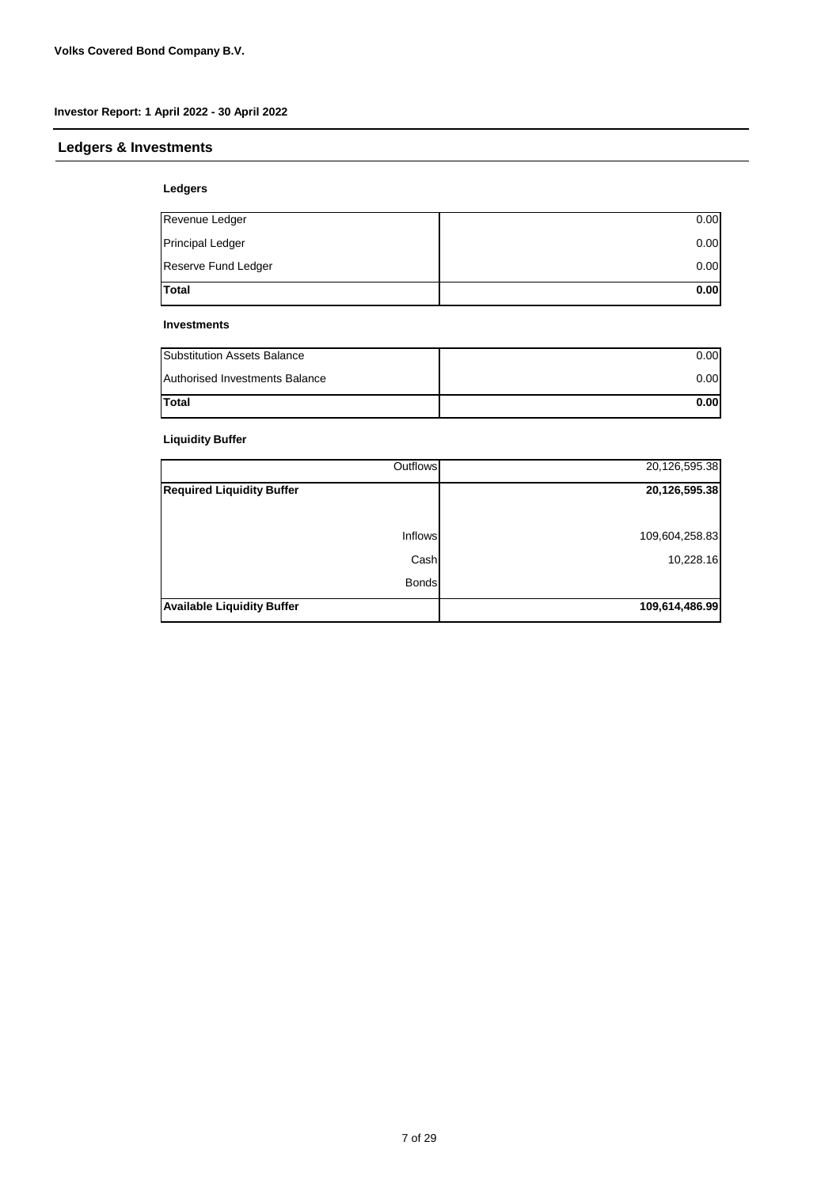## Ledgers & Investments

### Ledgers

| | |
|---|---|
| Revenue Ledger | 0.00 |
| Principal Ledger | 0.00 |
| Reserve Fund Ledger | 0.00 |
| **Total** | **0.00** |

### Investments

| | |
|---|---|
| Substitution Assets Balance | 0.00 |
| Authorised Investments Balance | 0.00 |
| **Total** | **0.00** |

### Liquidity Buffer

| | |
|---|---|
| Outflows | 20,126,595.38 |
| **Required Liquidity Buffer** | **20,126,595.38** |
| | |
| Inflows | 109,604,258.83 |
| Cash | 10,228.16 |
| Bonds | |
| **Available Liquidity Buffer** | **109,614,486.99** |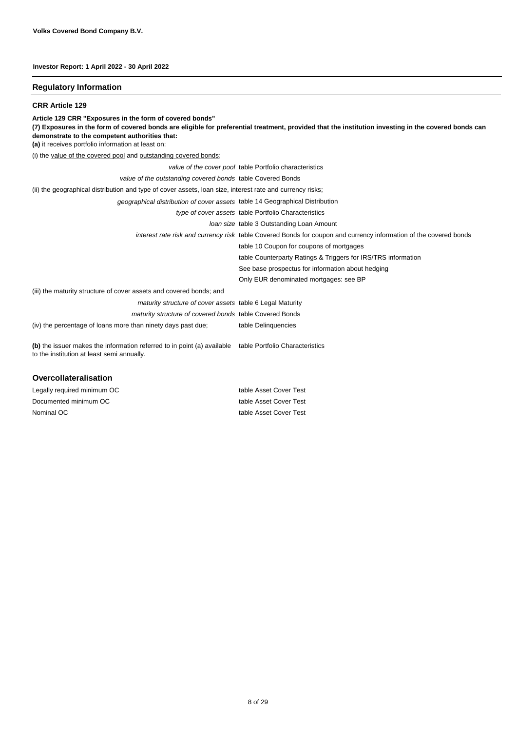**Volks Covered Bond Company B.V.**

**Investor Report: 1 April 2022 - 30 April 2022**

## Regulatory Information

### CRR Article 129

**Article 129 CRR "Exposures in the form of covered bonds"**
**(7) Exposures in the form of covered bonds are eligible for preferential treatment, provided that the institution investing in the covered bonds can demonstrate to the competent authorities that:**
**(a)** it receives portfolio information at least on:

(i) the value of the covered pool and outstanding covered bonds;

| | |
|---|---|
| *value of the cover pool* | table Portfolio characteristics |
| *value of the outstanding covered bonds* | table Covered Bonds |

(ii) the geographical distribution and type of cover assets, loan size, interest rate and currency risks;

| | |
|---|---|
| *geographical distribution of cover assets* | table 14 Geographical Distribution |
| *type of cover assets* | table Portfolio Characteristics |
| *loan size* | table 3 Outstanding Loan Amount |
| *interest rate risk and currency risk* | table Covered Bonds for coupon and currency information of the covered bonds |
| | table 10 Coupon for coupons of mortgages |
| | table Counterparty Ratings & Triggers for IRS/TRS information |
| | See base prospectus for information about hedging |
| | Only EUR denominated mortgages: see BP |

(iii) the maturity structure of cover assets and covered bonds; and

| | |
|---|---|
| *maturity structure of cover assets* | table 6 Legal Maturity |
| *maturity structure of covered bonds* | table Covered Bonds |

| | |
|---|---|
| (iv) the percentage of loans more than ninety days past due; | table Delinquencies |
| **(b)** the issuer makes the information referred to in point (a) available to the institution at least semi annually. | table Portfolio Characteristics |

### Overcollateralisation

| | |
|---|---|
| Legally required minimum OC | table Asset Cover Test |
| Documented minimum OC | table Asset Cover Test |
| Nominal OC | table Asset Cover Test |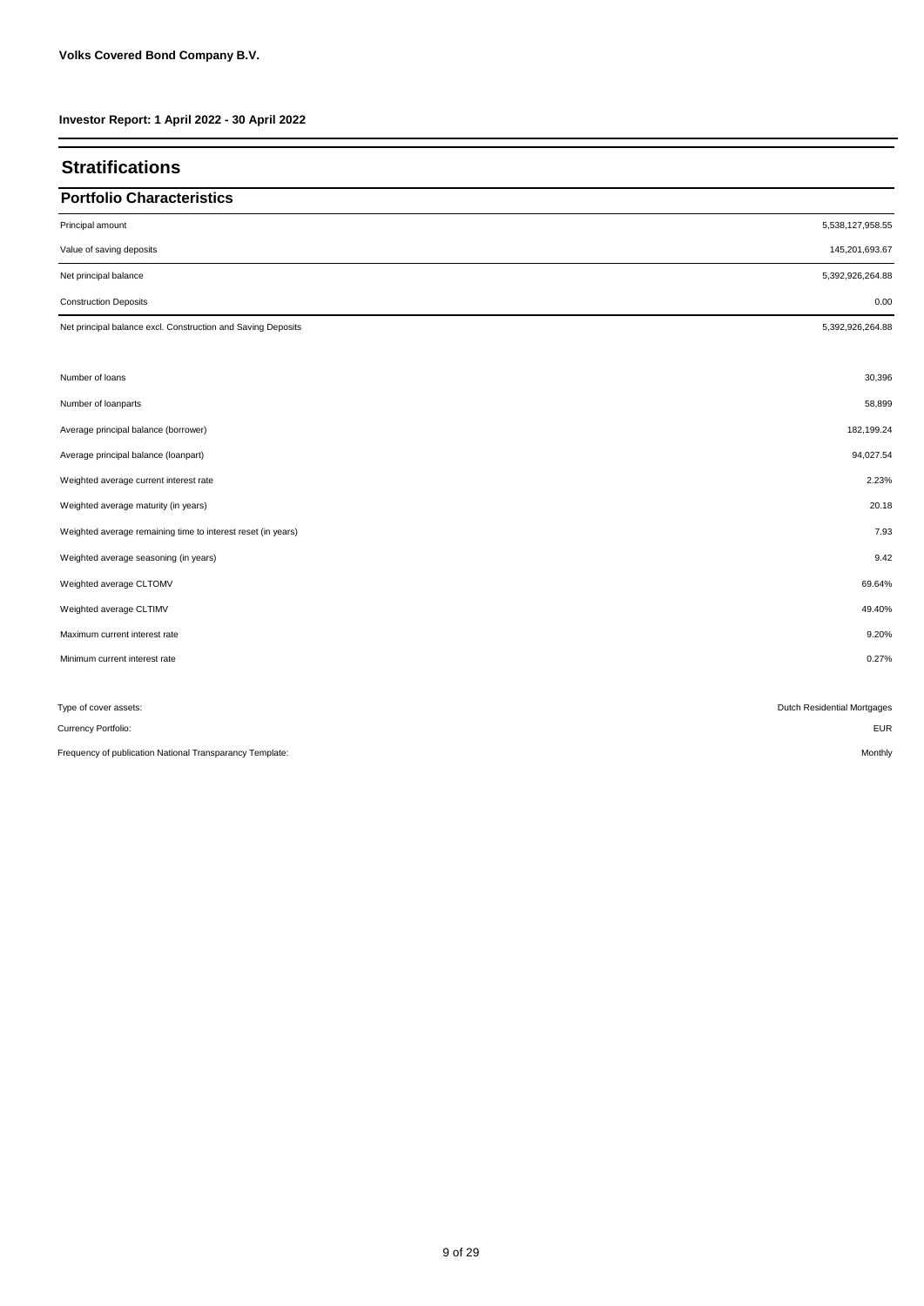**Volks Covered Bond Company B.V.**

**Investor Report: 1 April 2022 - 30 April 2022**

## Stratifications

### Portfolio Characteristics

| | |
|---|---|
| Principal amount | 5,538,127,958.55 |
| Value of saving deposits | 145,201,693.67 |
| Net principal balance | 5,392,926,264.88 |
| Construction Deposits | 0.00 |
| Net principal balance excl. Construction and Saving Deposits | 5,392,926,264.88 |

| | |
|---|---|
| Number of loans | 30,396 |
| Number of loanparts | 58,899 |
| Average principal balance (borrower) | 182,199.24 |
| Average principal balance (loanpart) | 94,027.54 |
| Weighted average current interest rate | 2.23% |
| Weighted average maturity (in years) | 20.18 |
| Weighted average remaining time to interest reset (in years) | 7.93 |
| Weighted average seasoning (in years) | 9.42 |
| Weighted average CLTOMV | 69.64% |
| Weighted average CLTIMV | 49.40% |
| Maximum current interest rate | 9.20% |
| Minimum current interest rate | 0.27% |

| | |
|---|---|
| Type of cover assets: | Dutch Residential Mortgages |
| Currency Portfolio: | EUR |
| Frequency of publication National Transparancy Template: | Monthly |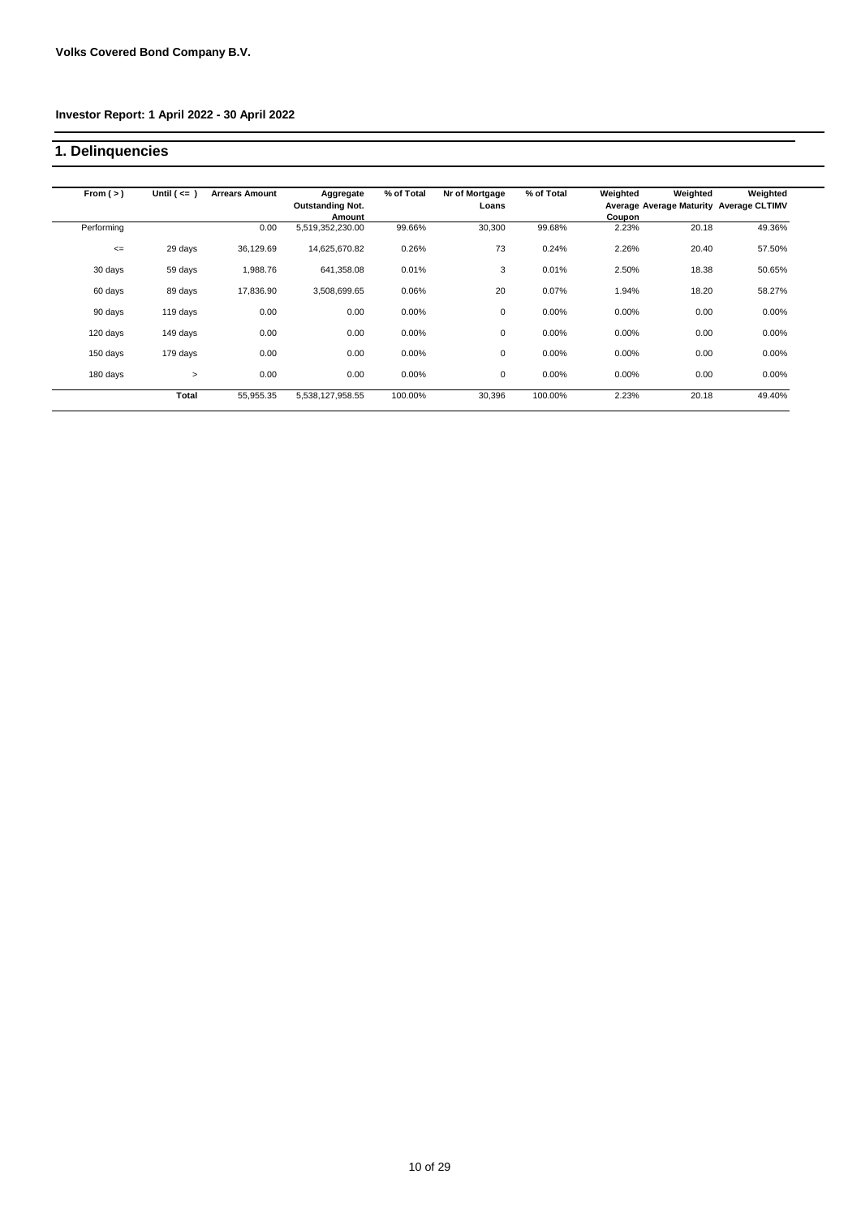**Volks Covered Bond Company B.V.**

**Investor Report: 1 April 2022 - 30 April 2022**

## 1. Delinquencies

| From ( > ) | Until ( <= ) | Arrears Amount | Aggregate Outstanding Not. Amount | % of Total | Nr of Mortgage Loans | % of Total | Weighted Average Coupon | Weighted Average Maturity | Weighted Average CLTIMV |
|---|---|---|---|---|---|---|---|---|---|
| Performing | | 0.00 | 5,519,352,230.00 | 99.66% | 30,300 | 99.68% | 2.23% | 20.18 | 49.36% |
| <= | 29 days | 36,129.69 | 14,625,670.82 | 0.26% | 73 | 0.24% | 2.26% | 20.40 | 57.50% |
| 30 days | 59 days | 1,988.76 | 641,358.08 | 0.01% | 3 | 0.01% | 2.50% | 18.38 | 50.65% |
| 60 days | 89 days | 17,836.90 | 3,508,699.65 | 0.06% | 20 | 0.07% | 1.94% | 18.20 | 58.27% |
| 90 days | 119 days | 0.00 | 0.00 | 0.00% | 0 | 0.00% | 0.00% | 0.00 | 0.00% |
| 120 days | 149 days | 0.00 | 0.00 | 0.00% | 0 | 0.00% | 0.00% | 0.00 | 0.00% |
| 150 days | 179 days | 0.00 | 0.00 | 0.00% | 0 | 0.00% | 0.00% | 0.00 | 0.00% |
| 180 days | > | 0.00 | 0.00 | 0.00% | 0 | 0.00% | 0.00% | 0.00 | 0.00% |
| | **Total** | 55,955.35 | 5,538,127,958.55 | 100.00% | 30,396 | 100.00% | 2.23% | 20.18 | 49.40% |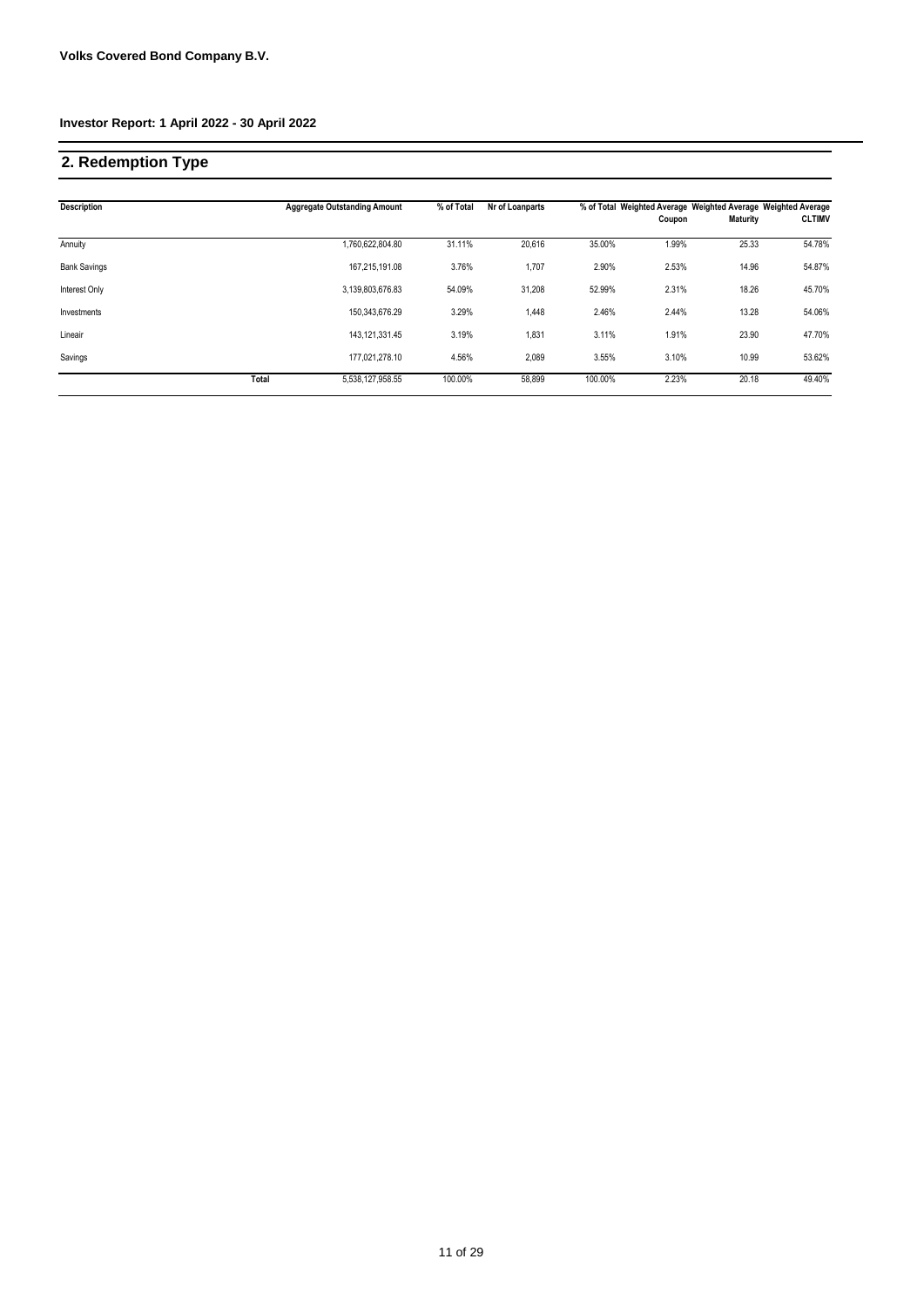**Volks Covered Bond Company B.V.**

**Investor Report: 1 April 2022 - 30 April 2022**

## 2. Redemption Type

| Description | | Aggregate Outstanding Amount | % of Total | Nr of Loanparts | % of Total | Weighted Average Coupon | Weighted Average Maturity | Weighted Average CLTIMV |
|---|---|---|---|---|---|---|---|---|
| Annuity | | 1,760,622,804.80 | 31.11% | 20,616 | 35.00% | 1.99% | 25.33 | 54.78% |
| Bank Savings | | 167,215,191.08 | 3.76% | 1,707 | 2.90% | 2.53% | 14.96 | 54.87% |
| Interest Only | | 3,139,803,676.83 | 54.09% | 31,208 | 52.99% | 2.31% | 18.26 | 45.70% |
| Investments | | 150,343,676.29 | 3.29% | 1,448 | 2.46% | 2.44% | 13.28 | 54.06% |
| Lineair | | 143,121,331.45 | 3.19% | 1,831 | 3.11% | 1.91% | 23.90 | 47.70% |
| Savings | | 177,021,278.10 | 4.56% | 2,089 | 3.55% | 3.10% | 10.99 | 53.62% |
| | **Total** | 5,538,127,958.55 | 100.00% | 58,899 | 100.00% | 2.23% | 20.18 | 49.40% |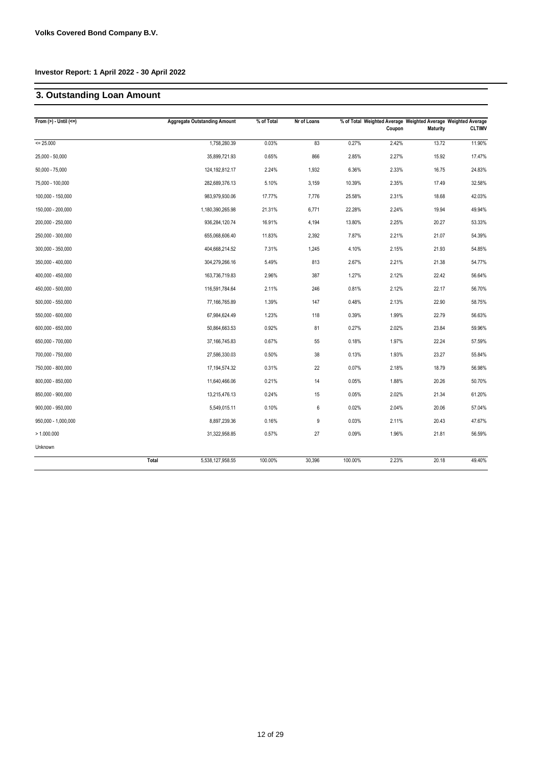**Volks Covered Bond Company B.V.**

**Investor Report: 1 April 2022 - 30 April 2022**

## 3. Outstanding Loan Amount

| From (>) - Until (<=) | Aggregate Outstanding Amount | % of Total | Nr of Loans | % of Total | Weighted Average Coupon | Weighted Average Maturity | Weighted Average CLTIMV |
|---|---|---|---|---|---|---|---|
| <= 25.000 | 1,758,280.39 | 0.03% | 83 | 0.27% | 2.42% | 13.72 | 11.90% |
| 25,000 - 50,000 | 35,899,721.93 | 0.65% | 866 | 2.85% | 2.27% | 15.92 | 17.47% |
| 50,000 - 75,000 | 124,192,812.17 | 2.24% | 1,932 | 6.36% | 2.33% | 16.75 | 24.83% |
| 75,000 - 100,000 | 282,689,376.13 | 5.10% | 3,159 | 10.39% | 2.35% | 17.49 | 32.58% |
| 100,000 - 150,000 | 983,979,930.06 | 17.77% | 7,776 | 25.58% | 2.31% | 18.68 | 42.03% |
| 150,000 - 200,000 | 1,180,390,265.98 | 21.31% | 6,771 | 22.28% | 2.24% | 19.94 | 49.94% |
| 200,000 - 250,000 | 936,284,120.74 | 16.91% | 4,194 | 13.80% | 2.25% | 20.27 | 53.33% |
| 250,000 - 300,000 | 655,068,606.40 | 11.83% | 2,392 | 7.87% | 2.21% | 21.07 | 54.39% |
| 300,000 - 350,000 | 404,668,214.52 | 7.31% | 1,245 | 4.10% | 2.15% | 21.93 | 54.85% |
| 350,000 - 400,000 | 304,279,266.16 | 5.49% | 813 | 2.67% | 2.21% | 21.38 | 54.77% |
| 400,000 - 450,000 | 163,736,719.83 | 2.96% | 387 | 1.27% | 2.12% | 22.42 | 56.64% |
| 450,000 - 500,000 | 116,591,784.64 | 2.11% | 246 | 0.81% | 2.12% | 22.17 | 56.70% |
| 500,000 - 550,000 | 77,166,765.89 | 1.39% | 147 | 0.48% | 2.13% | 22.90 | 58.75% |
| 550,000 - 600,000 | 67,984,624.49 | 1.23% | 118 | 0.39% | 1.99% | 22.79 | 56.63% |
| 600,000 - 650,000 | 50,864,663.53 | 0.92% | 81 | 0.27% | 2.02% | 23.84 | 59.96% |
| 650,000 - 700,000 | 37,166,745.83 | 0.67% | 55 | 0.18% | 1.97% | 22.24 | 57.59% |
| 700,000 - 750,000 | 27,586,330.03 | 0.50% | 38 | 0.13% | 1.93% | 23.27 | 55.84% |
| 750,000 - 800,000 | 17,194,574.32 | 0.31% | 22 | 0.07% | 2.18% | 18.79 | 56.98% |
| 800,000 - 850,000 | 11,640,466.06 | 0.21% | 14 | 0.05% | 1.88% | 20.26 | 50.70% |
| 850,000 - 900,000 | 13,215,476.13 | 0.24% | 15 | 0.05% | 2.02% | 21.34 | 61.20% |
| 900,000 - 950,000 | 5,549,015.11 | 0.10% | 6 | 0.02% | 2.04% | 20.06 | 57.04% |
| 950,000 - 1,000,000 | 8,897,239.36 | 0.16% | 9 | 0.03% | 2.11% | 20.43 | 47.67% |
| > 1.000.000 | 31,322,958.85 | 0.57% | 27 | 0.09% | 1.96% | 21.81 | 56.59% |
| Unknown | | | | | | | |
| Total | 5,538,127,958.55 | 100.00% | 30,396 | 100.00% | 2.23% | 20.18 | 49.40% |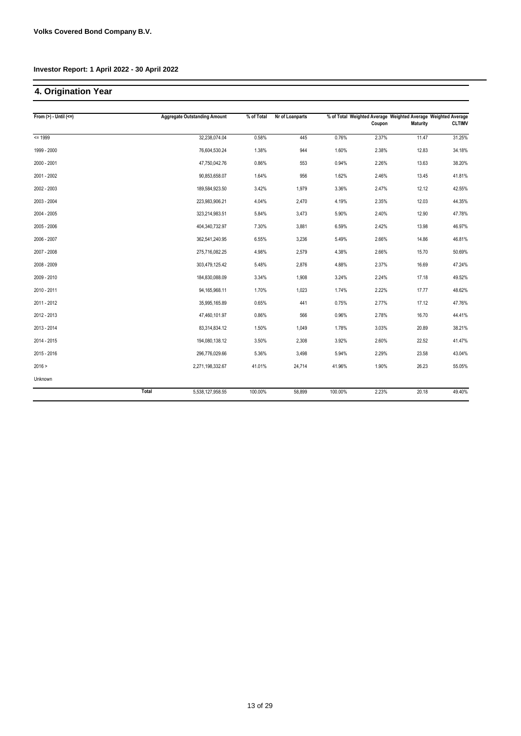**Volks Covered Bond Company B.V.**

**Investor Report: 1 April 2022 - 30 April 2022**

## 4. Origination Year

| From (>) - Until (<=) | Aggregate Outstanding Amount | % of Total | Nr of Loanparts | % of Total | Weighted Average Coupon | Weighted Average Maturity | Weighted Average CLTIMV |
|---|---|---|---|---|---|---|---|
| <= 1999 | 32,238,074.04 | 0.58% | 445 | 0.76% | 2.37% | 11.47 | 31.25% |
| 1999 - 2000 | 76,604,530.24 | 1.38% | 944 | 1.60% | 2.38% | 12.83 | 34.18% |
| 2000 - 2001 | 47,750,042.76 | 0.86% | 553 | 0.94% | 2.26% | 13.63 | 38.20% |
| 2001 - 2002 | 90,853,658.07 | 1.64% | 956 | 1.62% | 2.46% | 13.45 | 41.81% |
| 2002 - 2003 | 189,584,923.50 | 3.42% | 1,979 | 3.36% | 2.47% | 12.12 | 42.55% |
| 2003 - 2004 | 223,983,906.21 | 4.04% | 2,470 | 4.19% | 2.35% | 12.03 | 44.35% |
| 2004 - 2005 | 323,214,983.51 | 5.84% | 3,473 | 5.90% | 2.40% | 12.90 | 47.78% |
| 2005 - 2006 | 404,340,732.97 | 7.30% | 3,881 | 6.59% | 2.42% | 13.98 | 46.97% |
| 2006 - 2007 | 362,541,240.95 | 6.55% | 3,236 | 5.49% | 2.66% | 14.86 | 46.81% |
| 2007 - 2008 | 275,716,082.25 | 4.98% | 2,579 | 4.38% | 2.66% | 15.70 | 50.69% |
| 2008 - 2009 | 303,479,125.42 | 5.48% | 2,876 | 4.88% | 2.37% | 16.69 | 47.24% |
| 2009 - 2010 | 184,830,088.09 | 3.34% | 1,908 | 3.24% | 2.24% | 17.18 | 49.52% |
| 2010 - 2011 | 94,165,968.11 | 1.70% | 1,023 | 1.74% | 2.22% | 17.77 | 48.62% |
| 2011 - 2012 | 35,995,165.89 | 0.65% | 441 | 0.75% | 2.77% | 17.12 | 47.76% |
| 2012 - 2013 | 47,460,101.97 | 0.86% | 566 | 0.96% | 2.78% | 16.70 | 44.41% |
| 2013 - 2014 | 83,314,834.12 | 1.50% | 1,049 | 1.78% | 3.03% | 20.89 | 38.21% |
| 2014 - 2015 | 194,080,138.12 | 3.50% | 2,308 | 3.92% | 2.60% | 22.52 | 41.47% |
| 2015 - 2016 | 296,776,029.66 | 5.36% | 3,498 | 5.94% | 2.29% | 23.58 | 43.04% |
| 2016 > | 2,271,198,332.67 | 41.01% | 24,714 | 41.96% | 1.90% | 26.23 | 55.05% |
| Unknown | | | | | | | |
| Total | 5,538,127,958.55 | 100.00% | 58,899 | 100.00% | 2.23% | 20.18 | 49.40% |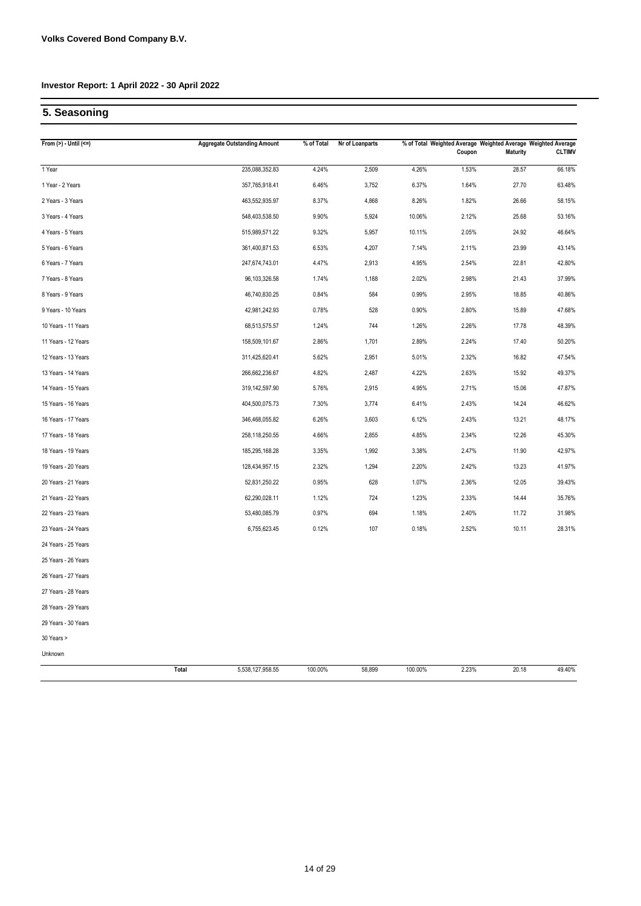**Volks Covered Bond Company B.V.**

**Investor Report: 1 April 2022 - 30 April 2022**

## 5. Seasoning

| From (>) - Until (<=) | Aggregate Outstanding Amount | % of Total | Nr of Loanparts | % of Total | Weighted Average Coupon | Weighted Average Maturity | Weighted Average CLTIMV |
|---|---|---|---|---|---|---|---|
| 1 Year | 235,088,352.83 | 4.24% | 2,509 | 4.26% | 1.53% | 28.57 | 66.18% |
| 1 Year - 2 Years | 357,765,918.41 | 6.46% | 3,752 | 6.37% | 1.64% | 27.70 | 63.48% |
| 2 Years - 3 Years | 463,552,935.97 | 8.37% | 4,868 | 8.26% | 1.82% | 26.66 | 58.15% |
| 3 Years - 4 Years | 548,403,538.50 | 9.90% | 5,924 | 10.06% | 2.12% | 25.68 | 53.16% |
| 4 Years - 5 Years | 515,989,571.22 | 9.32% | 5,957 | 10.11% | 2.05% | 24.92 | 46.64% |
| 5 Years - 6 Years | 361,400,871.53 | 6.53% | 4,207 | 7.14% | 2.11% | 23.99 | 43.14% |
| 6 Years - 7 Years | 247,674,743.01 | 4.47% | 2,913 | 4.95% | 2.54% | 22.81 | 42.80% |
| 7 Years - 8 Years | 96,103,326.58 | 1.74% | 1,188 | 2.02% | 2.98% | 21.43 | 37.99% |
| 8 Years - 9 Years | 46,740,830.25 | 0.84% | 584 | 0.99% | 2.95% | 18.85 | 40.86% |
| 9 Years - 10 Years | 42,981,242.93 | 0.78% | 528 | 0.90% | 2.80% | 15.89 | 47.68% |
| 10 Years - 11 Years | 68,513,575.57 | 1.24% | 744 | 1.26% | 2.26% | 17.78 | 48.39% |
| 11 Years - 12 Years | 158,509,101.67 | 2.86% | 1,701 | 2.89% | 2.24% | 17.40 | 50.20% |
| 12 Years - 13 Years | 311,425,620.41 | 5.62% | 2,951 | 5.01% | 2.32% | 16.82 | 47.54% |
| 13 Years - 14 Years | 266,662,236.67 | 4.82% | 2,487 | 4.22% | 2.63% | 15.92 | 49.37% |
| 14 Years - 15 Years | 319,142,597.90 | 5.76% | 2,915 | 4.95% | 2.71% | 15.06 | 47.87% |
| 15 Years - 16 Years | 404,500,075.73 | 7.30% | 3,774 | 6.41% | 2.43% | 14.24 | 46.62% |
| 16 Years - 17 Years | 346,468,055.82 | 6.26% | 3,603 | 6.12% | 2.43% | 13.21 | 48.17% |
| 17 Years - 18 Years | 258,118,250.55 | 4.66% | 2,855 | 4.85% | 2.34% | 12.26 | 45.30% |
| 18 Years - 19 Years | 185,295,168.28 | 3.35% | 1,992 | 3.38% | 2.47% | 11.90 | 42.97% |
| 19 Years - 20 Years | 128,434,957.15 | 2.32% | 1,294 | 2.20% | 2.42% | 13.23 | 41.97% |
| 20 Years - 21 Years | 52,831,250.22 | 0.95% | 628 | 1.07% | 2.36% | 12.05 | 39.43% |
| 21 Years - 22 Years | 62,290,028.11 | 1.12% | 724 | 1.23% | 2.33% | 14.44 | 35.76% |
| 22 Years - 23 Years | 53,480,085.79 | 0.97% | 694 | 1.18% | 2.40% | 11.72 | 31.98% |
| 23 Years - 24 Years | 6,755,623.45 | 0.12% | 107 | 0.18% | 2.52% | 10.11 | 28.31% |
| 24 Years - 25 Years | | | | | | | |
| 25 Years - 26 Years | | | | | | | |
| 26 Years - 27 Years | | | | | | | |
| 27 Years - 28 Years | | | | | | | |
| 28 Years - 29 Years | | | | | | | |
| 29 Years - 30 Years | | | | | | | |
| 30 Years > | | | | | | | |
| Unknown | | | | | | | |
| Total | 5,538,127,958.55 | 100.00% | 58,899 | 100.00% | 2.23% | 20.18 | 49.40% |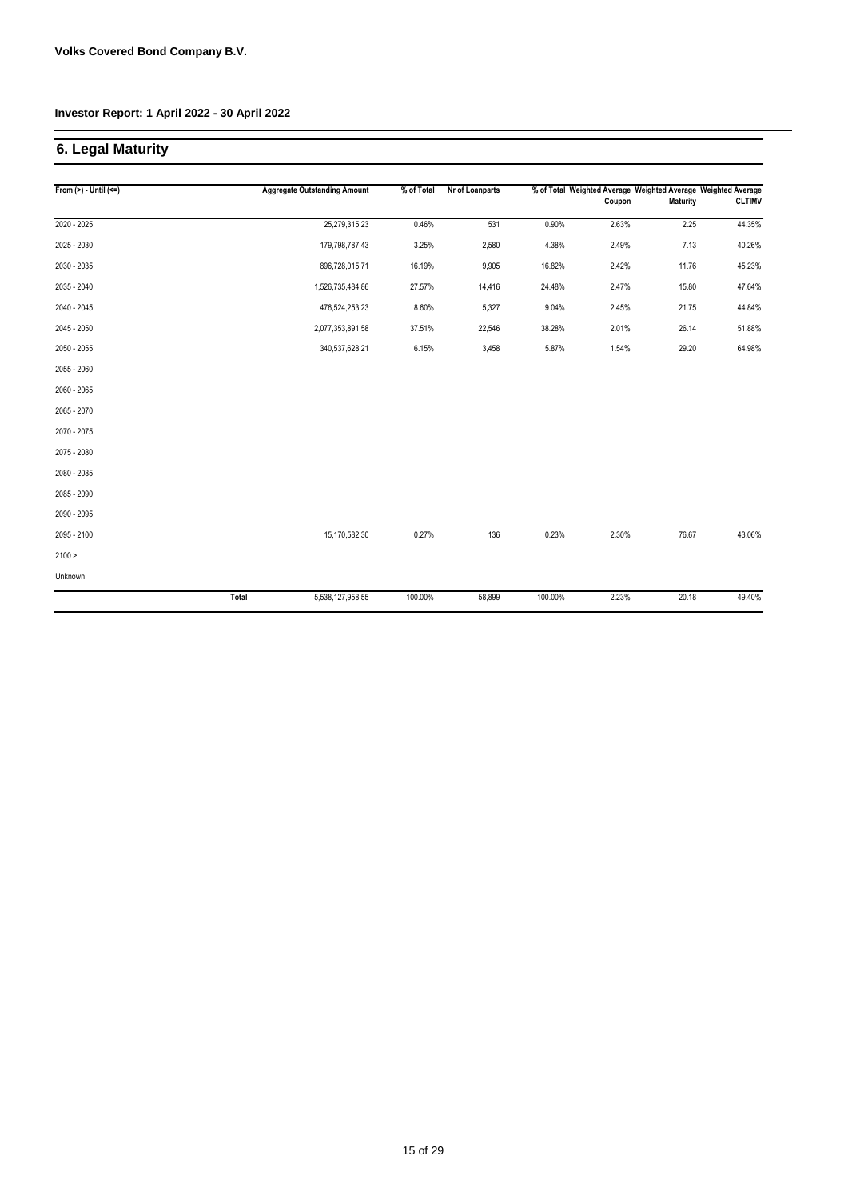Volks Covered Bond Company B.V.

Investor Report: 1 April 2022 - 30 April 2022

## 6. Legal Maturity

| From (>) - Until (<=) | Aggregate Outstanding Amount | % of Total | Nr of Loanparts | % of Total | Weighted Average Coupon | Weighted Average Maturity | Weighted Average CLTIMV |
|---|---|---|---|---|---|---|---|
| 2020 - 2025 | 25,279,315.23 | 0.46% | 531 | 0.90% | 2.63% | 2.25 | 44.35% |
| 2025 - 2030 | 179,798,787.43 | 3.25% | 2,580 | 4.38% | 2.49% | 7.13 | 40.26% |
| 2030 - 2035 | 896,728,015.71 | 16.19% | 9,905 | 16.82% | 2.42% | 11.76 | 45.23% |
| 2035 - 2040 | 1,526,735,484.86 | 27.57% | 14,416 | 24.48% | 2.47% | 15.80 | 47.64% |
| 2040 - 2045 | 476,524,253.23 | 8.60% | 5,327 | 9.04% | 2.45% | 21.75 | 44.84% |
| 2045 - 2050 | 2,077,353,891.58 | 37.51% | 22,546 | 38.28% | 2.01% | 26.14 | 51.88% |
| 2050 - 2055 | 340,537,628.21 | 6.15% | 3,458 | 5.87% | 1.54% | 29.20 | 64.98% |
| 2055 - 2060 | | | | | | | |
| 2060 - 2065 | | | | | | | |
| 2065 - 2070 | | | | | | | |
| 2070 - 2075 | | | | | | | |
| 2075 - 2080 | | | | | | | |
| 2080 - 2085 | | | | | | | |
| 2085 - 2090 | | | | | | | |
| 2090 - 2095 | | | | | | | |
| 2095 - 2100 | 15,170,582.30 | 0.27% | 136 | 0.23% | 2.30% | 76.67 | 43.06% |
| 2100 > | | | | | | | |
| Unknown | | | | | | | |
| Total | 5,538,127,958.55 | 100.00% | 58,899 | 100.00% | 2.23% | 20.18 | 49.40% |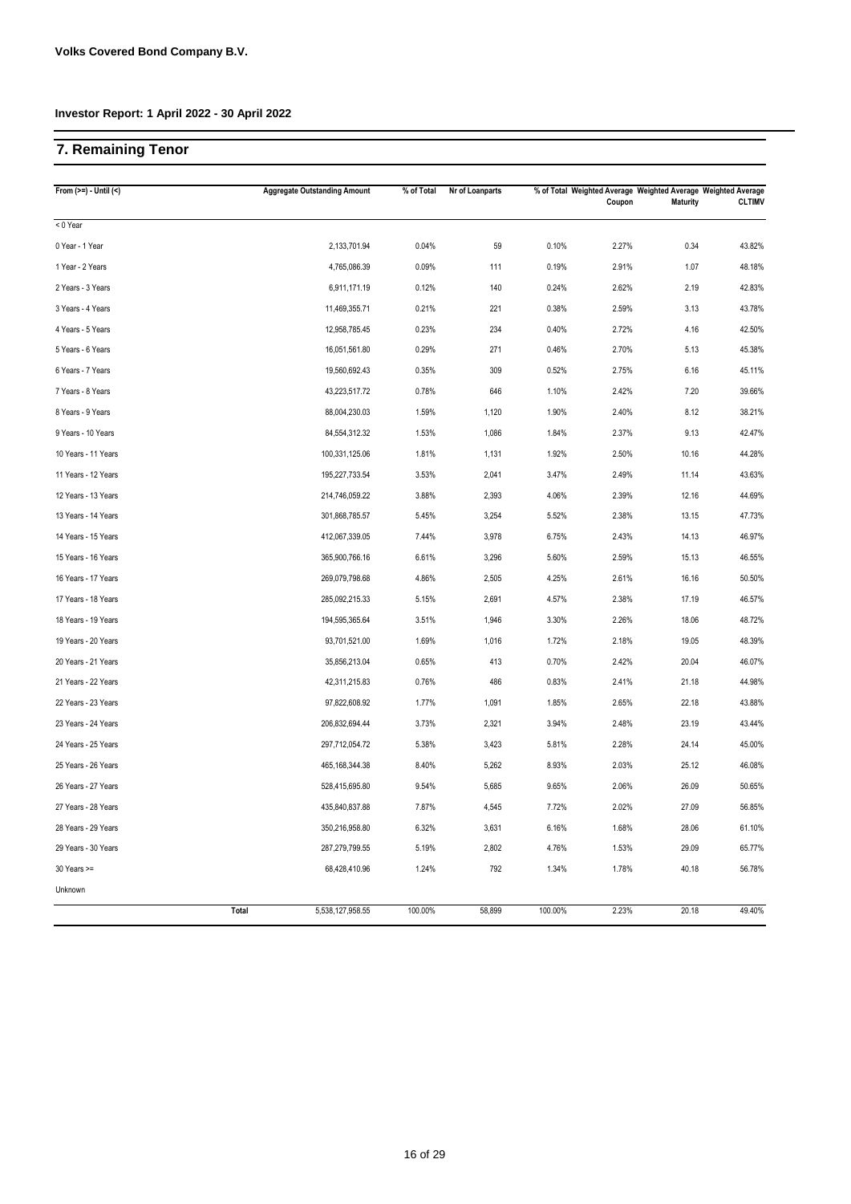Volks Covered Bond Company B.V.

Investor Report: 1 April 2022 - 30 April 2022

## 7. Remaining Tenor

| From (>=) - Until (<) | Aggregate Outstanding Amount | % of Total | Nr of Loanparts | % of Total | Weighted Average Coupon | Weighted Average Maturity | Weighted Average CLTIMV |
|---|---|---|---|---|---|---|---|
| < 0 Year | | | | | | | |
| 0 Year - 1 Year | 2,133,701.94 | 0.04% | 59 | 0.10% | 2.27% | 0.34 | 43.82% |
| 1 Year - 2 Years | 4,765,086.39 | 0.09% | 111 | 0.19% | 2.91% | 1.07 | 48.18% |
| 2 Years - 3 Years | 6,911,171.19 | 0.12% | 140 | 0.24% | 2.62% | 2.19 | 42.83% |
| 3 Years - 4 Years | 11,469,355.71 | 0.21% | 221 | 0.38% | 2.59% | 3.13 | 43.78% |
| 4 Years - 5 Years | 12,958,785.45 | 0.23% | 234 | 0.40% | 2.72% | 4.16 | 42.50% |
| 5 Years - 6 Years | 16,051,561.80 | 0.29% | 271 | 0.46% | 2.70% | 5.13 | 45.38% |
| 6 Years - 7 Years | 19,560,692.43 | 0.35% | 309 | 0.52% | 2.75% | 6.16 | 45.11% |
| 7 Years - 8 Years | 43,223,517.72 | 0.78% | 646 | 1.10% | 2.42% | 7.20 | 39.66% |
| 8 Years - 9 Years | 88,004,230.03 | 1.59% | 1,120 | 1.90% | 2.40% | 8.12 | 38.21% |
| 9 Years - 10 Years | 84,554,312.32 | 1.53% | 1,086 | 1.84% | 2.37% | 9.13 | 42.47% |
| 10 Years - 11 Years | 100,331,125.06 | 1.81% | 1,131 | 1.92% | 2.50% | 10.16 | 44.28% |
| 11 Years - 12 Years | 195,227,733.54 | 3.53% | 2,041 | 3.47% | 2.49% | 11.14 | 43.63% |
| 12 Years - 13 Years | 214,746,059.22 | 3.88% | 2,393 | 4.06% | 2.39% | 12.16 | 44.69% |
| 13 Years - 14 Years | 301,868,785.57 | 5.45% | 3,254 | 5.52% | 2.38% | 13.15 | 47.73% |
| 14 Years - 15 Years | 412,067,339.05 | 7.44% | 3,978 | 6.75% | 2.43% | 14.13 | 46.97% |
| 15 Years - 16 Years | 365,900,766.16 | 6.61% | 3,296 | 5.60% | 2.59% | 15.13 | 46.55% |
| 16 Years - 17 Years | 269,079,798.68 | 4.86% | 2,505 | 4.25% | 2.61% | 16.16 | 50.50% |
| 17 Years - 18 Years | 285,092,215.33 | 5.15% | 2,691 | 4.57% | 2.38% | 17.19 | 46.57% |
| 18 Years - 19 Years | 194,595,365.64 | 3.51% | 1,946 | 3.30% | 2.26% | 18.06 | 48.72% |
| 19 Years - 20 Years | 93,701,521.00 | 1.69% | 1,016 | 1.72% | 2.18% | 19.05 | 48.39% |
| 20 Years - 21 Years | 35,856,213.04 | 0.65% | 413 | 0.70% | 2.42% | 20.04 | 46.07% |
| 21 Years - 22 Years | 42,311,215.83 | 0.76% | 486 | 0.83% | 2.41% | 21.18 | 44.98% |
| 22 Years - 23 Years | 97,822,608.92 | 1.77% | 1,091 | 1.85% | 2.65% | 22.18 | 43.88% |
| 23 Years - 24 Years | 206,832,694.44 | 3.73% | 2,321 | 3.94% | 2.48% | 23.19 | 43.44% |
| 24 Years - 25 Years | 297,712,054.72 | 5.38% | 3,423 | 5.81% | 2.28% | 24.14 | 45.00% |
| 25 Years - 26 Years | 465,168,344.38 | 8.40% | 5,262 | 8.93% | 2.03% | 25.12 | 46.08% |
| 26 Years - 27 Years | 528,415,695.80 | 9.54% | 5,685 | 9.65% | 2.06% | 26.09 | 50.65% |
| 27 Years - 28 Years | 435,840,837.88 | 7.87% | 4,545 | 7.72% | 2.02% | 27.09 | 56.85% |
| 28 Years - 29 Years | 350,216,958.80 | 6.32% | 3,631 | 6.16% | 1.68% | 28.06 | 61.10% |
| 29 Years - 30 Years | 287,279,799.55 | 5.19% | 2,802 | 4.76% | 1.53% | 29.09 | 65.77% |
| 30 Years >= | 68,428,410.96 | 1.24% | 792 | 1.34% | 1.78% | 40.18 | 56.78% |
| Unknown | | | | | | | |
| **Total** | 5,538,127,958.55 | 100.00% | 58,899 | 100.00% | 2.23% | 20.18 | 49.40% |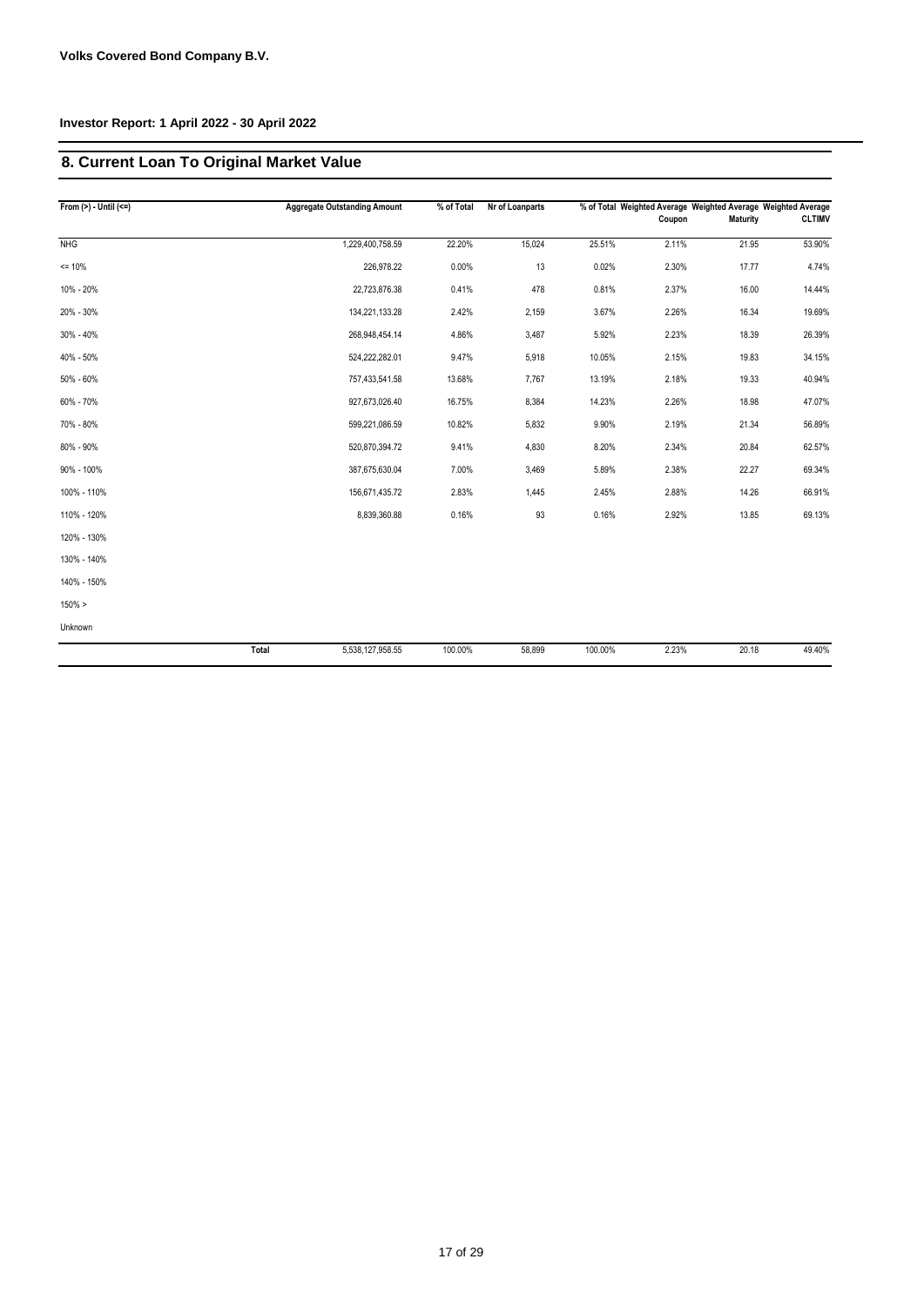**Volks Covered Bond Company B.V.**

**Investor Report: 1 April 2022 - 30 April 2022**

## 8. Current Loan To Original Market Value

| From (>) - Until (<=) | Aggregate Outstanding Amount | % of Total | Nr of Loanparts | % of Total | Weighted Average Coupon | Weighted Average Maturity | Weighted Average CLTIMV |
|---|---|---|---|---|---|---|---|
| NHG | 1,229,400,758.59 | 22.20% | 15,024 | 25.51% | 2.11% | 21.95 | 53.90% |
| <= 10% | 226,978.22 | 0.00% | 13 | 0.02% | 2.30% | 17.77 | 4.74% |
| 10% - 20% | 22,723,876.38 | 0.41% | 478 | 0.81% | 2.37% | 16.00 | 14.44% |
| 20% - 30% | 134,221,133.28 | 2.42% | 2,159 | 3.67% | 2.26% | 16.34 | 19.69% |
| 30% - 40% | 268,948,454.14 | 4.86% | 3,487 | 5.92% | 2.23% | 18.39 | 26.39% |
| 40% - 50% | 524,222,282.01 | 9.47% | 5,918 | 10.05% | 2.15% | 19.83 | 34.15% |
| 50% - 60% | 757,433,541.58 | 13.68% | 7,767 | 13.19% | 2.18% | 19.33 | 40.94% |
| 60% - 70% | 927,673,026.40 | 16.75% | 8,384 | 14.23% | 2.26% | 18.98 | 47.07% |
| 70% - 80% | 599,221,086.59 | 10.82% | 5,832 | 9.90% | 2.19% | 21.34 | 56.89% |
| 80% - 90% | 520,870,394.72 | 9.41% | 4,830 | 8.20% | 2.34% | 20.84 | 62.57% |
| 90% - 100% | 387,675,630.04 | 7.00% | 3,469 | 5.89% | 2.38% | 22.27 | 69.34% |
| 100% - 110% | 156,671,435.72 | 2.83% | 1,445 | 2.45% | 2.88% | 14.26 | 66.91% |
| 110% - 120% | 8,839,360.88 | 0.16% | 93 | 0.16% | 2.92% | 13.85 | 69.13% |
| 120% - 130% | | | | | | | |
| 130% - 140% | | | | | | | |
| 140% - 150% | | | | | | | |
| 150% > | | | | | | | |
| Unknown | | | | | | | |
| **Total** | 5,538,127,958.55 | 100.00% | 58,899 | 100.00% | 2.23% | 20.18 | 49.40% |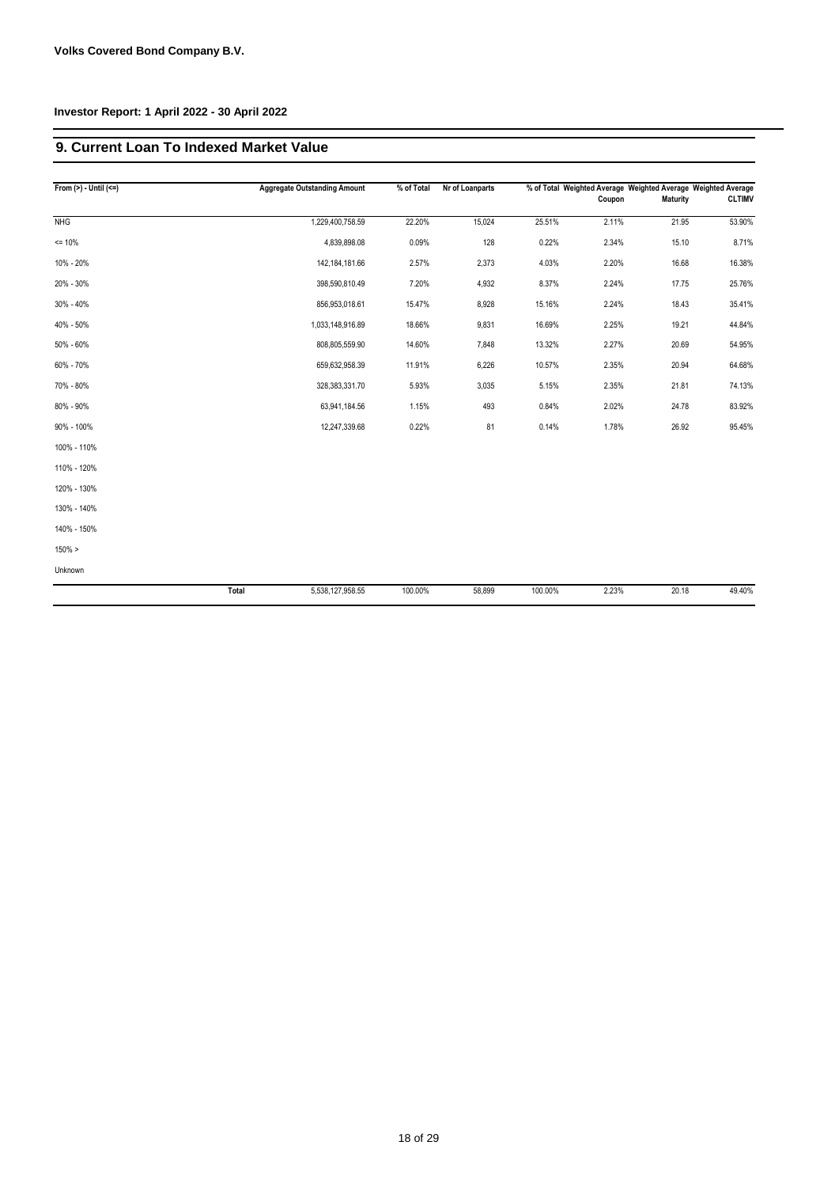**Volks Covered Bond Company B.V.**

**Investor Report: 1 April 2022 - 30 April 2022**

## 9. Current Loan To Indexed Market Value

| From (>) - Until (<=) | | Aggregate Outstanding Amount | % of Total | Nr of Loanparts | % of Total | Weighted Average Coupon | Weighted Average Maturity | Weighted Average CLTIMV |
|---|---|---|---|---|---|---|---|---|
| NHG | | 1,229,400,758.59 | 22.20% | 15,024 | 25.51% | 2.11% | 21.95 | 53.90% |
| <= 10% | | 4,839,898.08 | 0.09% | 128 | 0.22% | 2.34% | 15.10 | 8.71% |
| 10% - 20% | | 142,184,181.66 | 2.57% | 2,373 | 4.03% | 2.20% | 16.68 | 16.38% |
| 20% - 30% | | 398,590,810.49 | 7.20% | 4,932 | 8.37% | 2.24% | 17.75 | 25.76% |
| 30% - 40% | | 856,953,018.61 | 15.47% | 8,928 | 15.16% | 2.24% | 18.43 | 35.41% |
| 40% - 50% | | 1,033,148,916.89 | 18.66% | 9,831 | 16.69% | 2.25% | 19.21 | 44.84% |
| 50% - 60% | | 808,805,559.90 | 14.60% | 7,848 | 13.32% | 2.27% | 20.69 | 54.95% |
| 60% - 70% | | 659,632,958.39 | 11.91% | 6,226 | 10.57% | 2.35% | 20.94 | 64.68% |
| 70% - 80% | | 328,383,331.70 | 5.93% | 3,035 | 5.15% | 2.35% | 21.81 | 74.13% |
| 80% - 90% | | 63,941,184.56 | 1.15% | 493 | 0.84% | 2.02% | 24.78 | 83.92% |
| 90% - 100% | | 12,247,339.68 | 0.22% | 81 | 0.14% | 1.78% | 26.92 | 95.45% |
| 100% - 110% | | | | | | | | |
| 110% - 120% | | | | | | | | |
| 120% - 130% | | | | | | | | |
| 130% - 140% | | | | | | | | |
| 140% - 150% | | | | | | | | |
| 150% > | | | | | | | | |
| Unknown | | | | | | | | |
| | Total | 5,538,127,958.55 | 100.00% | 58,899 | 100.00% | 2.23% | 20.18 | 49.40% |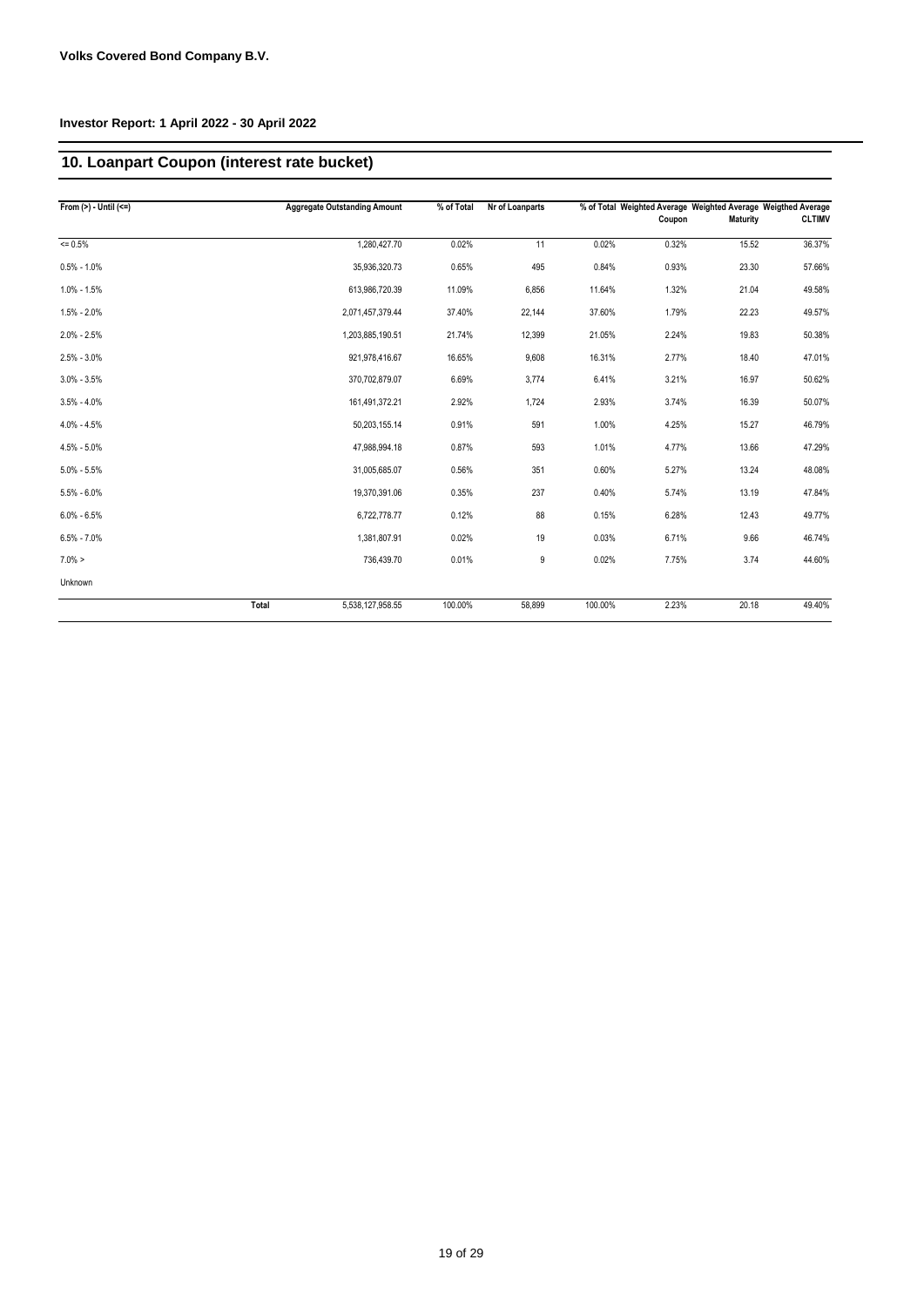**Volks Covered Bond Company B.V.**

**Investor Report: 1 April 2022 - 30 April 2022**

## 10. Loanpart Coupon (interest rate bucket)

| From (>) - Until (<=) | | Aggregate Outstanding Amount | % of Total | Nr of Loanparts | % of Total | Weighted Average Coupon | Weighted Average Maturity | Weigthed Average CLTIMV |
|---|---|---|---|---|---|---|---|---|
| <= 0.5% | | 1,280,427.70 | 0.02% | 11 | 0.02% | 0.32% | 15.52 | 36.37% |
| 0.5% - 1.0% | | 35,936,320.73 | 0.65% | 495 | 0.84% | 0.93% | 23.30 | 57.66% |
| 1.0% - 1.5% | | 613,986,720.39 | 11.09% | 6,856 | 11.64% | 1.32% | 21.04 | 49.58% |
| 1.5% - 2.0% | | 2,071,457,379.44 | 37.40% | 22,144 | 37.60% | 1.79% | 22.23 | 49.57% |
| 2.0% - 2.5% | | 1,203,885,190.51 | 21.74% | 12,399 | 21.05% | 2.24% | 19.83 | 50.38% |
| 2.5% - 3.0% | | 921,978,416.67 | 16.65% | 9,608 | 16.31% | 2.77% | 18.40 | 47.01% |
| 3.0% - 3.5% | | 370,702,879.07 | 6.69% | 3,774 | 6.41% | 3.21% | 16.97 | 50.62% |
| 3.5% - 4.0% | | 161,491,372.21 | 2.92% | 1,724 | 2.93% | 3.74% | 16.39 | 50.07% |
| 4.0% - 4.5% | | 50,203,155.14 | 0.91% | 591 | 1.00% | 4.25% | 15.27 | 46.79% |
| 4.5% - 5.0% | | 47,988,994.18 | 0.87% | 593 | 1.01% | 4.77% | 13.66 | 47.29% |
| 5.0% - 5.5% | | 31,005,685.07 | 0.56% | 351 | 0.60% | 5.27% | 13.24 | 48.08% |
| 5.5% - 6.0% | | 19,370,391.06 | 0.35% | 237 | 0.40% | 5.74% | 13.19 | 47.84% |
| 6.0% - 6.5% | | 6,722,778.77 | 0.12% | 88 | 0.15% | 6.28% | 12.43 | 49.77% |
| 6.5% - 7.0% | | 1,381,807.91 | 0.02% | 19 | 0.03% | 6.71% | 9.66 | 46.74% |
| 7.0% > | | 736,439.70 | 0.01% | 9 | 0.02% | 7.75% | 3.74 | 44.60% |
| Unknown | | | | | | | | |
| | Total | 5,538,127,958.55 | 100.00% | 58,899 | 100.00% | 2.23% | 20.18 | 49.40% |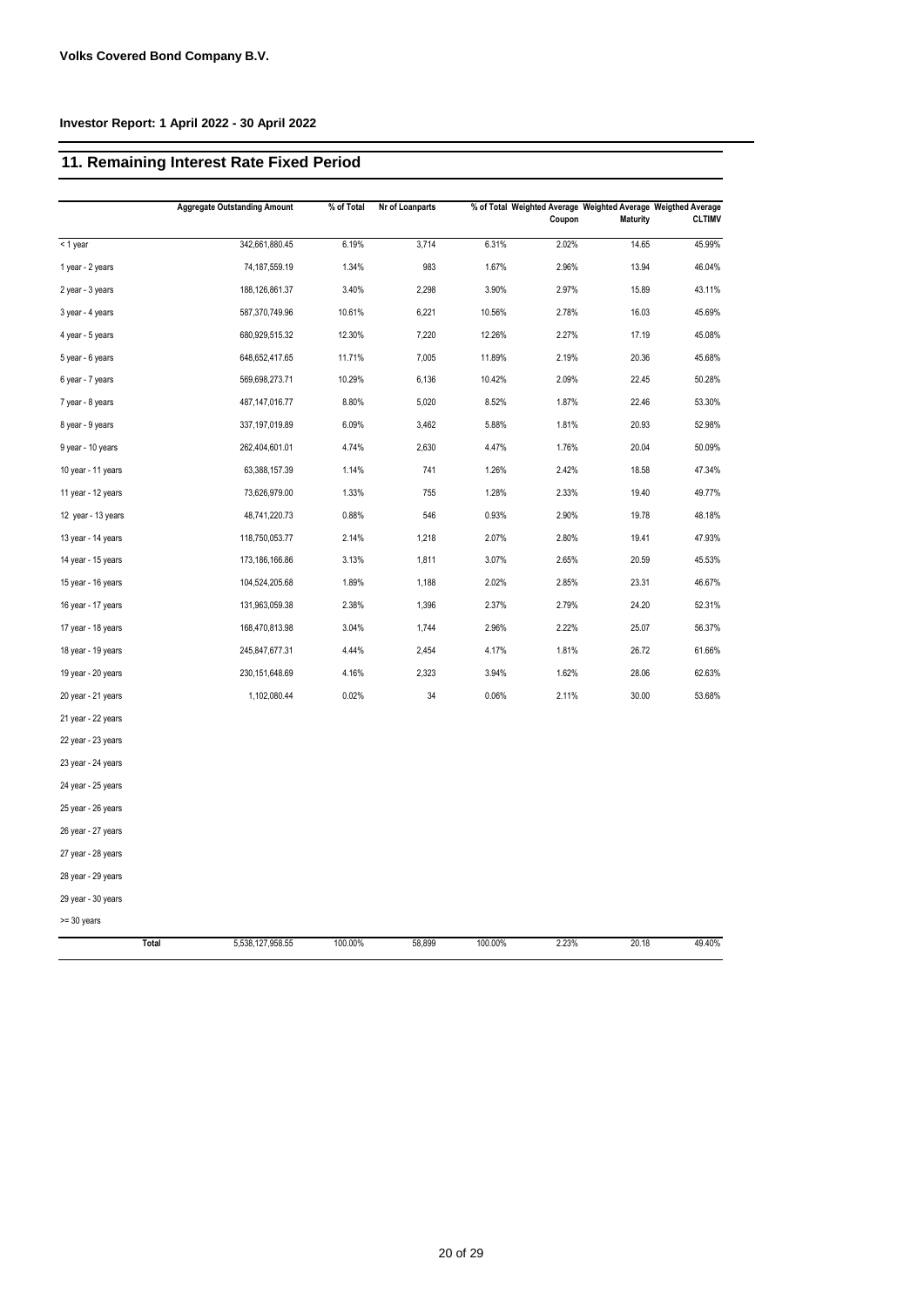**Volks Covered Bond Company B.V.**

**Investor Report: 1 April 2022 - 30 April 2022**

## 11. Remaining Interest Rate Fixed Period

| | Aggregate Outstanding Amount | % of Total | Nr of Loanparts | % of Total | Weighted Average Coupon | Weighted Average Maturity | Weigthed Average CLTIMV |
|---|---|---|---|---|---|---|---|
| < 1 year | 342,661,880.45 | 6.19% | 3,714 | 6.31% | 2.02% | 14.65 | 45.99% |
| 1 year - 2 years | 74,187,559.19 | 1.34% | 983 | 1.67% | 2.96% | 13.94 | 46.04% |
| 2 year - 3 years | 188,126,861.37 | 3.40% | 2,298 | 3.90% | 2.97% | 15.89 | 43.11% |
| 3 year - 4 years | 587,370,749.96 | 10.61% | 6,221 | 10.56% | 2.78% | 16.03 | 45.69% |
| 4 year - 5 years | 680,929,515.32 | 12.30% | 7,220 | 12.26% | 2.27% | 17.19 | 45.08% |
| 5 year - 6 years | 648,652,417.65 | 11.71% | 7,005 | 11.89% | 2.19% | 20.36 | 45.68% |
| 6 year - 7 years | 569,698,273.71 | 10.29% | 6,136 | 10.42% | 2.09% | 22.45 | 50.28% |
| 7 year - 8 years | 487,147,016.77 | 8.80% | 5,020 | 8.52% | 1.87% | 22.46 | 53.30% |
| 8 year - 9 years | 337,197,019.89 | 6.09% | 3,462 | 5.88% | 1.81% | 20.93 | 52.98% |
| 9 year - 10 years | 262,404,601.01 | 4.74% | 2,630 | 4.47% | 1.76% | 20.04 | 50.09% |
| 10 year - 11 years | 63,388,157.39 | 1.14% | 741 | 1.26% | 2.42% | 18.58 | 47.34% |
| 11 year - 12 years | 73,626,979.00 | 1.33% | 755 | 1.28% | 2.33% | 19.40 | 49.77% |
| 12 year - 13 years | 48,741,220.73 | 0.88% | 546 | 0.93% | 2.90% | 19.78 | 48.18% |
| 13 year - 14 years | 118,750,053.77 | 2.14% | 1,218 | 2.07% | 2.80% | 19.41 | 47.93% |
| 14 year - 15 years | 173,186,166.86 | 3.13% | 1,811 | 3.07% | 2.65% | 20.59 | 45.53% |
| 15 year - 16 years | 104,524,205.68 | 1.89% | 1,188 | 2.02% | 2.85% | 23.31 | 46.67% |
| 16 year - 17 years | 131,963,059.38 | 2.38% | 1,396 | 2.37% | 2.79% | 24.20 | 52.31% |
| 17 year - 18 years | 168,470,813.98 | 3.04% | 1,744 | 2.96% | 2.22% | 25.07 | 56.37% |
| 18 year - 19 years | 245,847,677.31 | 4.44% | 2,454 | 4.17% | 1.81% | 26.72 | 61.66% |
| 19 year - 20 years | 230,151,648.69 | 4.16% | 2,323 | 3.94% | 1.62% | 28.06 | 62.63% |
| 20 year - 21 years | 1,102,080.44 | 0.02% | 34 | 0.06% | 2.11% | 30.00 | 53.68% |
| 21 year - 22 years | | | | | | | |
| 22 year - 23 years | | | | | | | |
| 23 year - 24 years | | | | | | | |
| 24 year - 25 years | | | | | | | |
| 25 year - 26 years | | | | | | | |
| 26 year - 27 years | | | | | | | |
| 27 year - 28 years | | | | | | | |
| 28 year - 29 years | | | | | | | |
| 29 year - 30 years | | | | | | | |
| >= 30 years | | | | | | | |
| **Total** | 5,538,127,958.55 | 100.00% | 58,899 | 100.00% | 2.23% | 20.18 | 49.40% |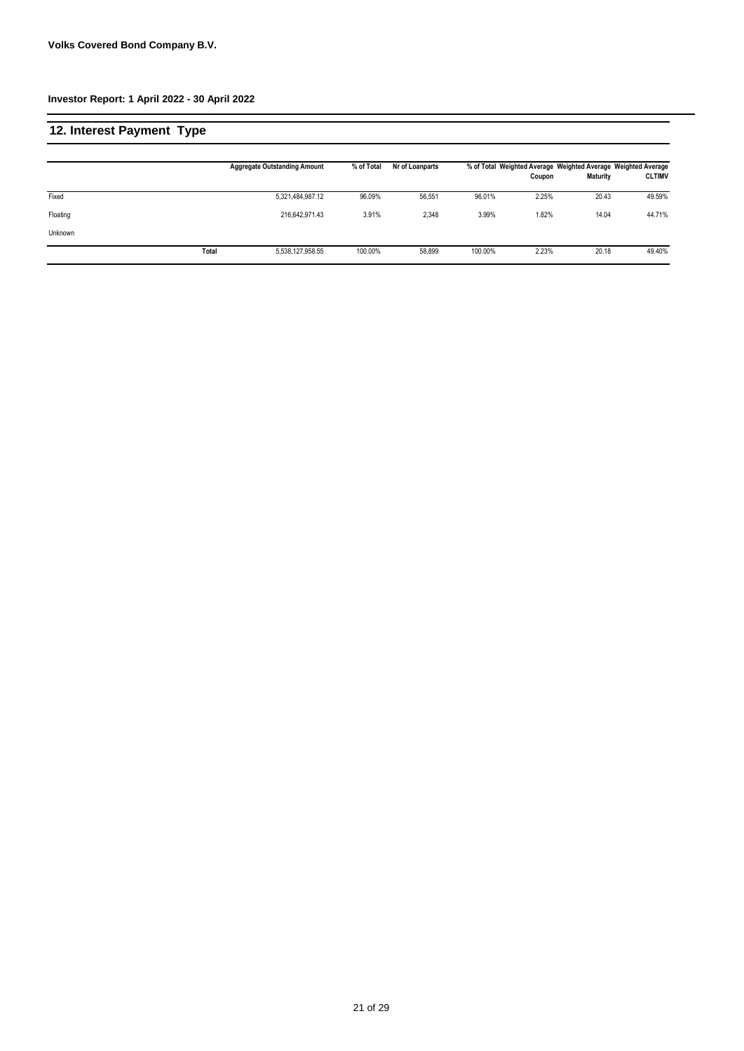**Volks Covered Bond Company B.V.**

**Investor Report: 1 April 2022 - 30 April 2022**

## 12. Interest Payment Type

| | | Aggregate Outstanding Amount | % of Total | Nr of Loanparts | % of Total | Weighted Average Coupon | Weighted Average Maturity | Weighted Average CLTIMV |
|---|---|---|---|---|---|---|---|---|
| Fixed | | 5,321,484,987.12 | 96.09% | 56,551 | 96.01% | 2.25% | 20.43 | 49.59% |
| Floating | | 216,642,971.43 | 3.91% | 2,348 | 3.99% | 1.82% | 14.04 | 44.71% |
| Unknown | | | | | | | | |
| | **Total** | 5,538,127,958.55 | 100.00% | 58,899 | 100.00% | 2.23% | 20.18 | 49.40% |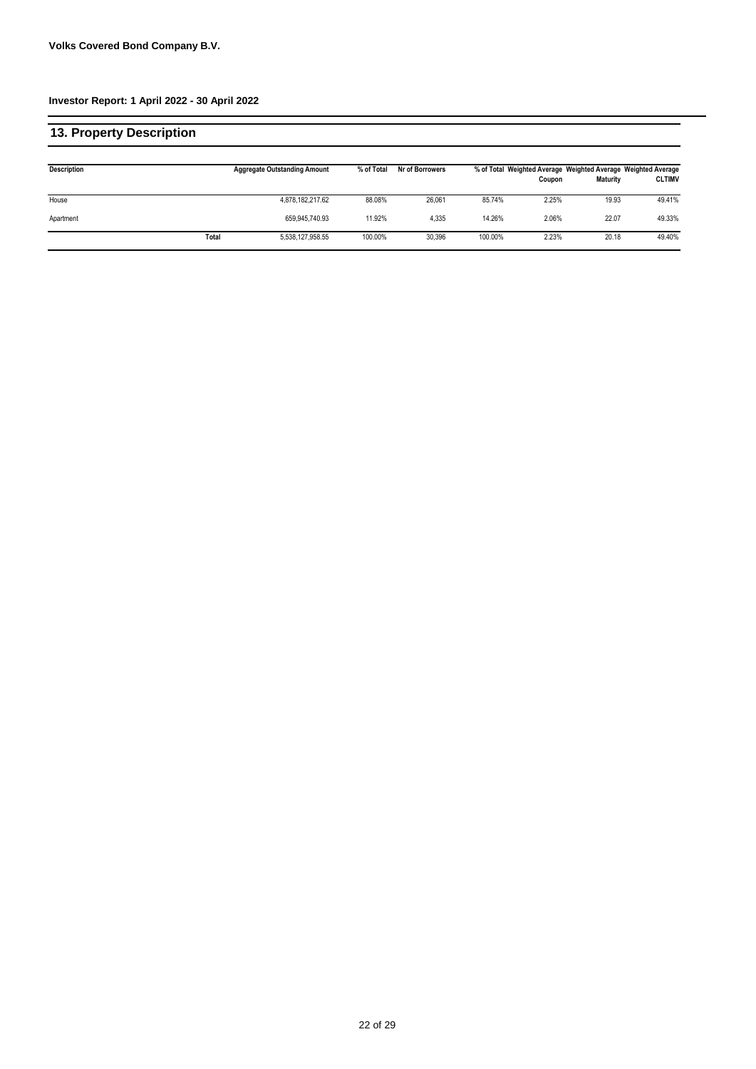**Volks Covered Bond Company B.V.**

**Investor Report: 1 April 2022 - 30 April 2022**

## 13. Property Description

| Description | | Aggregate Outstanding Amount | % of Total | Nr of Borrowers | % of Total | Weighted Average Coupon | Weighted Average Maturity | Weighted Average CLTIMV |
|---|---|---|---|---|---|---|---|---|
| House | | 4,878,182,217.62 | 88.08% | 26,061 | 85.74% | 2.25% | 19.93 | 49.41% |
| Apartment | | 659,945,740.93 | 11.92% | 4,335 | 14.26% | 2.06% | 22.07 | 49.33% |
| | Total | 5,538,127,958.55 | 100.00% | 30,396 | 100.00% | 2.23% | 20.18 | 49.40% |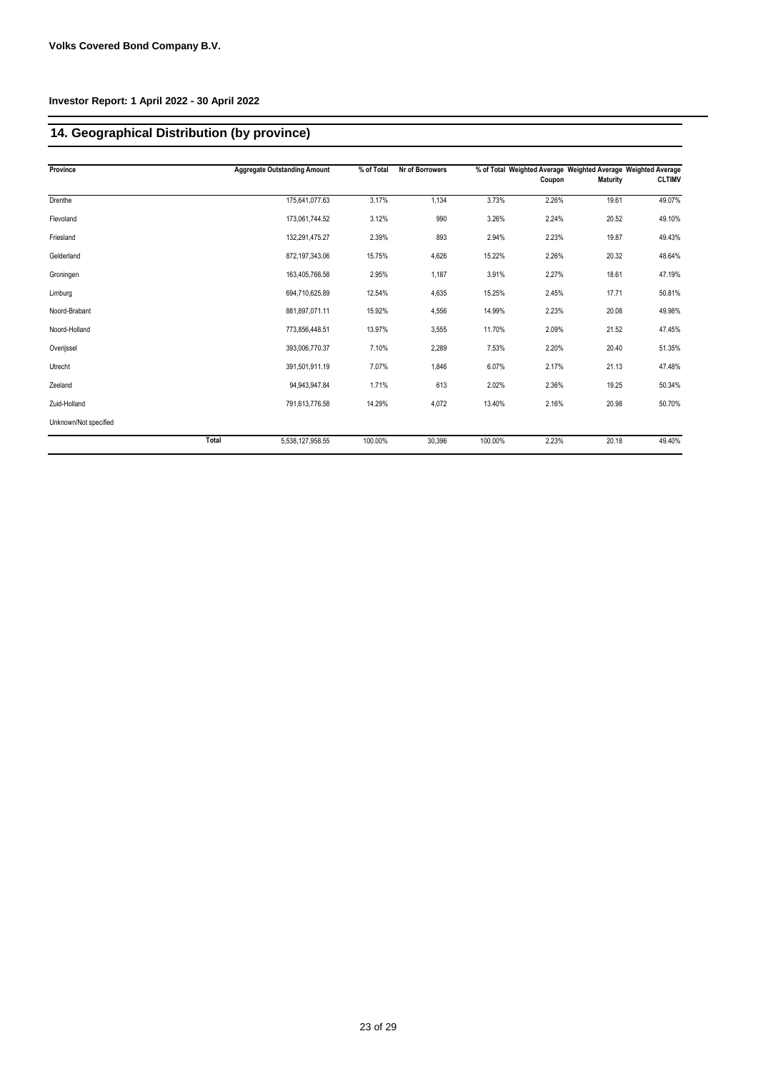**Volks Covered Bond Company B.V.**

**Investor Report: 1 April 2022 - 30 April 2022**

## 14. Geographical Distribution (by province)

| Province | Aggregate Outstanding Amount | % of Total | Nr of Borrowers | % of Total | Weighted Average Coupon | Weighted Average Maturity | Weighted Average CLTIMV |
|---|---|---|---|---|---|---|---|
| Drenthe | 175,641,077.63 | 3.17% | 1,134 | 3.73% | 2.26% | 19.61 | 49.07% |
| Flevoland | 173,061,744.52 | 3.12% | 990 | 3.26% | 2.24% | 20.52 | 49.10% |
| Friesland | 132,291,475.27 | 2.39% | 893 | 2.94% | 2.23% | 19.87 | 49.43% |
| Gelderland | 872,197,343.06 | 15.75% | 4,626 | 15.22% | 2.26% | 20.32 | 48.64% |
| Groningen | 163,405,766.58 | 2.95% | 1,187 | 3.91% | 2.27% | 18.61 | 47.19% |
| Limburg | 694,710,625.89 | 12.54% | 4,635 | 15.25% | 2.45% | 17.71 | 50.81% |
| Noord-Brabant | 881,897,071.11 | 15.92% | 4,556 | 14.99% | 2.23% | 20.08 | 49.98% |
| Noord-Holland | 773,856,448.51 | 13.97% | 3,555 | 11.70% | 2.09% | 21.52 | 47.45% |
| Overijssel | 393,006,770.37 | 7.10% | 2,289 | 7.53% | 2.20% | 20.40 | 51.35% |
| Utrecht | 391,501,911.19 | 7.07% | 1,846 | 6.07% | 2.17% | 21.13 | 47.48% |
| Zeeland | 94,943,947.84 | 1.71% | 613 | 2.02% | 2.36% | 19.25 | 50.34% |
| Zuid-Holland | 791,613,776.58 | 14.29% | 4,072 | 13.40% | 2.16% | 20.98 | 50.70% |
| Unknown/Not specified | | | | | | | |
| **Total** | 5,538,127,958.55 | 100.00% | 30,396 | 100.00% | 2.23% | 20.18 | 49.40% |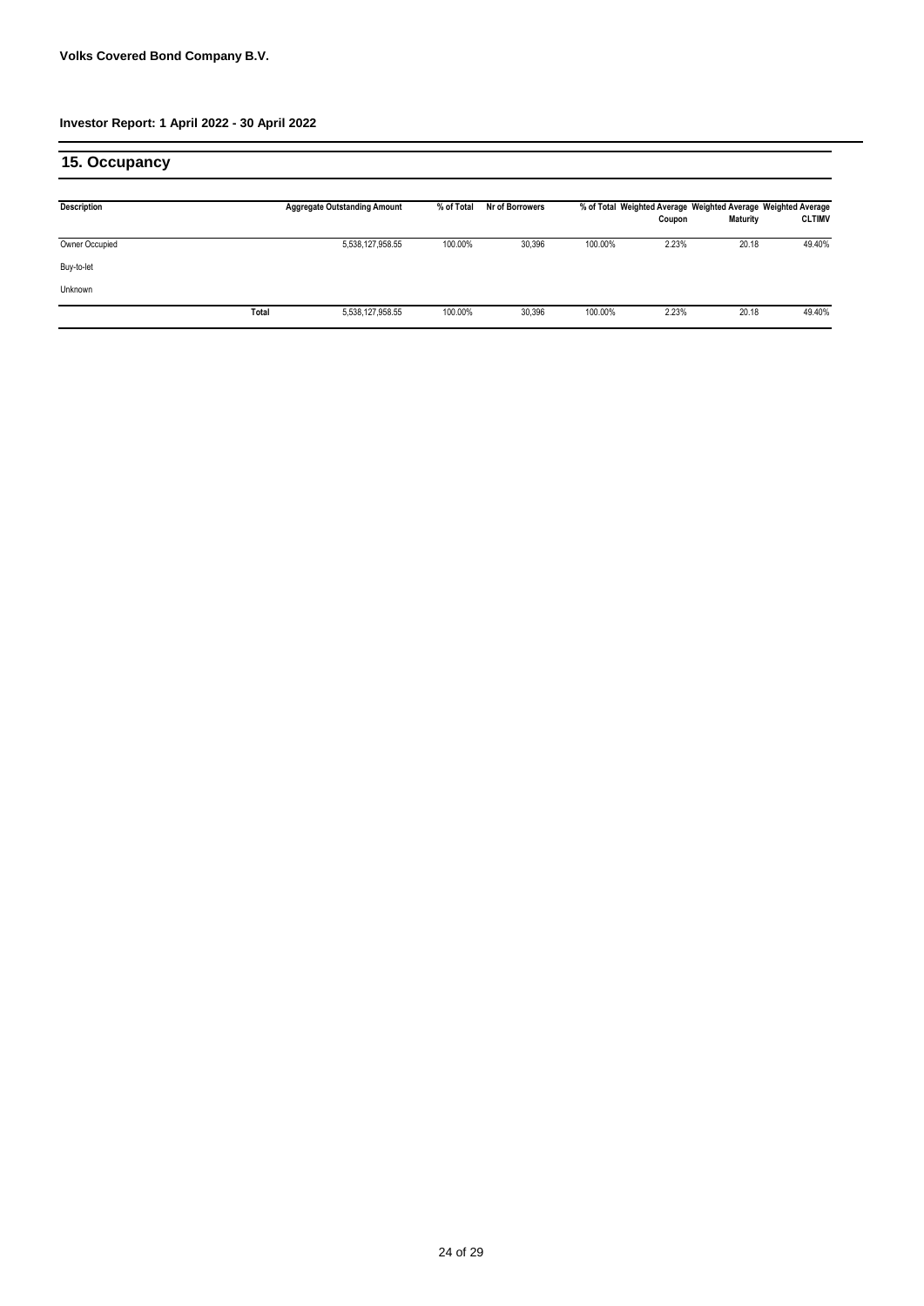**Volks Covered Bond Company B.V.**

**Investor Report: 1 April 2022 - 30 April 2022**

## 15. Occupancy

| Description | | Aggregate Outstanding Amount | % of Total | Nr of Borrowers | % of Total | Weighted Average Coupon | Weighted Average Maturity | Weighted Average CLTIMV |
|---|---|---|---|---|---|---|---|---|
| Owner Occupied | | 5,538,127,958.55 | 100.00% | 30,396 | 100.00% | 2.23% | 20.18 | 49.40% |
| Buy-to-let | | | | | | | | |
| Unknown | | | | | | | | |
| | **Total** | 5,538,127,958.55 | 100.00% | 30,396 | 100.00% | 2.23% | 20.18 | 49.40% |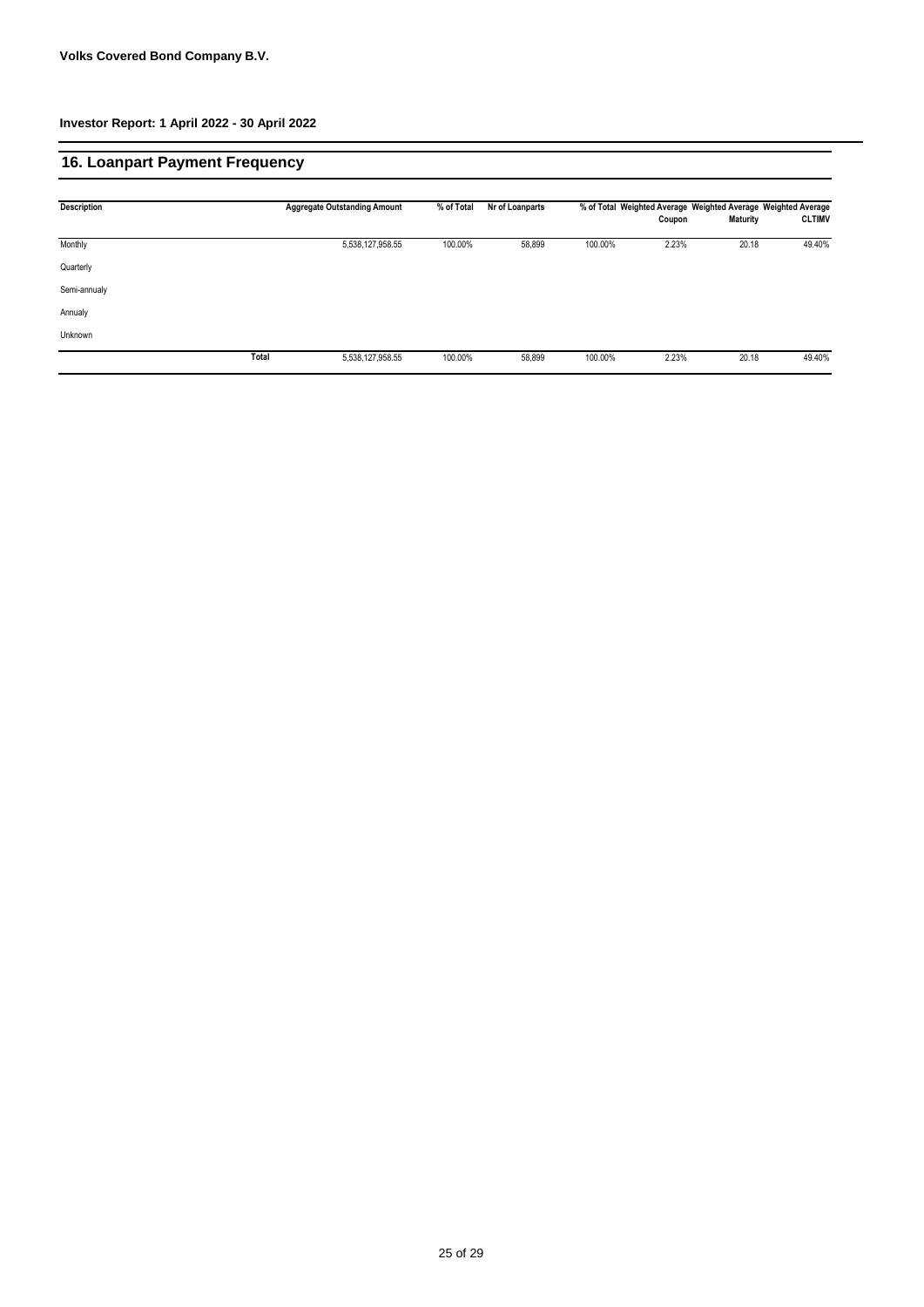**Volks Covered Bond Company B.V.**

**Investor Report: 1 April 2022 - 30 April 2022**

## 16. Loanpart Payment Frequency

| Description | | Aggregate Outstanding Amount | % of Total | Nr of Loanparts | % of Total | Weighted Average Coupon | Weighted Average Maturity | Weighted Average CLTIMV |
|---|---|---|---|---|---|---|---|---|
| Monthly | | 5,538,127,958.55 | 100.00% | 58,899 | 100.00% | 2.23% | 20.18 | 49.40% |
| Quarterly | | | | | | | | |
| Semi-annualy | | | | | | | | |
| Annualy | | | | | | | | |
| Unknown | | | | | | | | |
| | **Total** | 5,538,127,958.55 | 100.00% | 58,899 | 100.00% | 2.23% | 20.18 | 49.40% |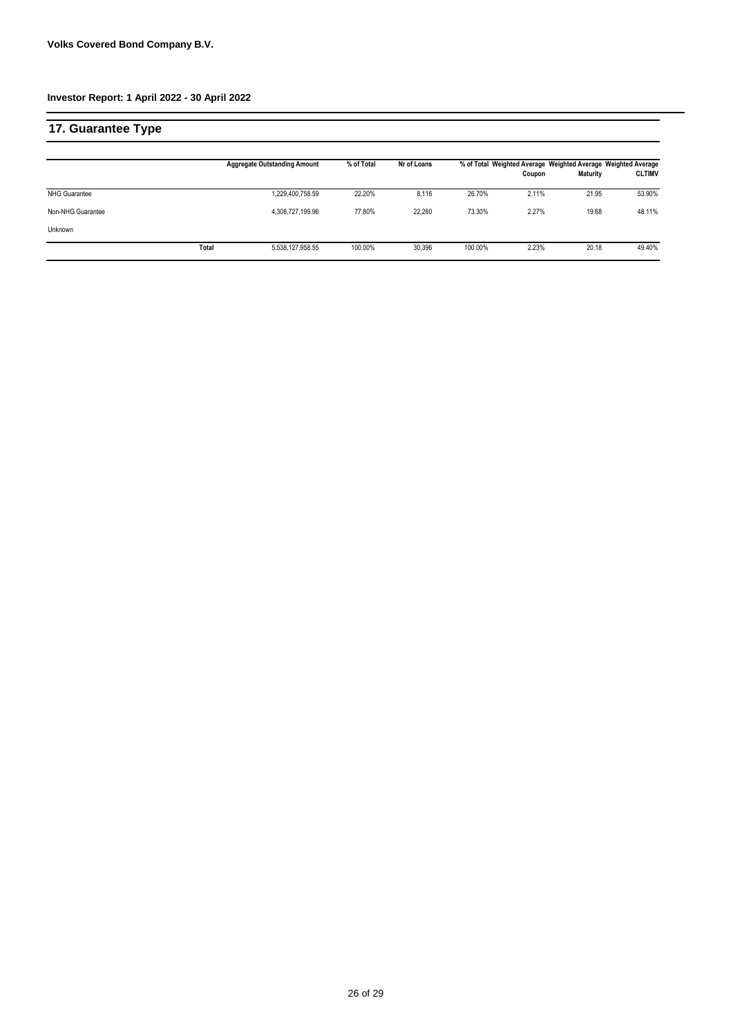**Volks Covered Bond Company B.V.**

**Investor Report: 1 April 2022 - 30 April 2022**

## 17. Guarantee Type

| | Aggregate Outstanding Amount | % of Total | Nr of Loans | % of Total | Weighted Average Coupon | Weighted Average Maturity | Weighted Average CLTIMV |
|---|---|---|---|---|---|---|---|
| NHG Guarantee | 1,229,400,758.59 | 22.20% | 8,116 | 26.70% | 2.11% | 21.95 | 53.90% |
| Non-NHG Guarantee | 4,308,727,199.96 | 77.80% | 22,280 | 73.30% | 2.27% | 19.68 | 48.11% |
| Unknown | | | | | | | |
| **Total** | 5,538,127,958.55 | 100.00% | 30,396 | 100.00% | 2.23% | 20.18 | 49.40% |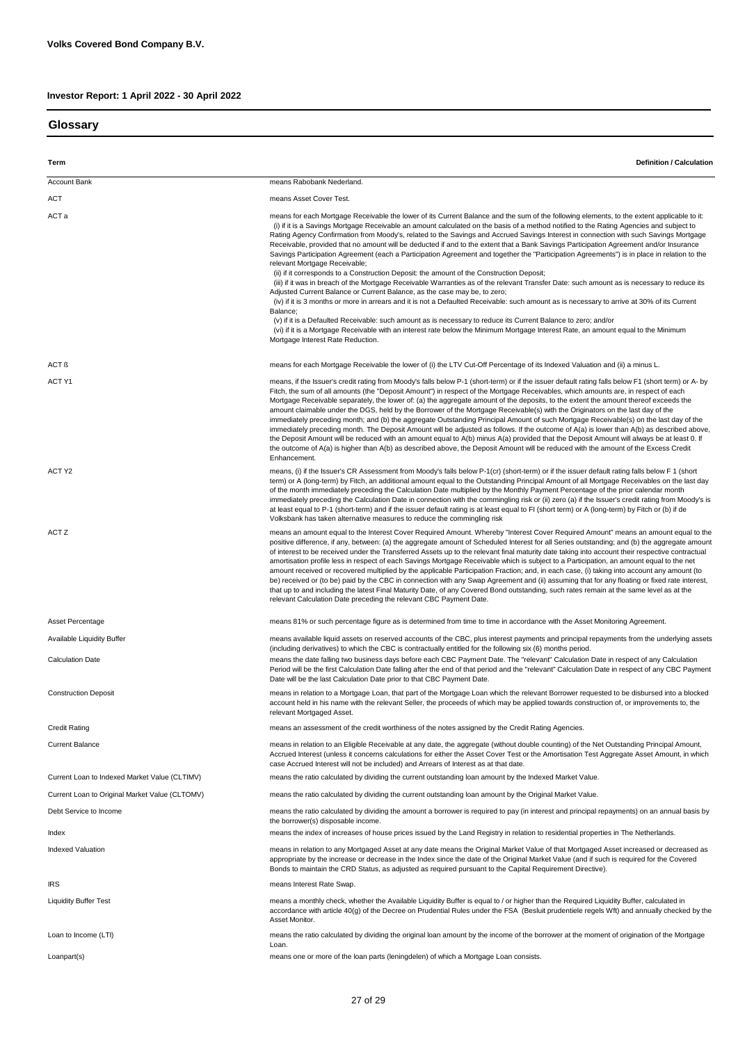**Volks Covered Bond Company B.V.**

**Investor Report: 1 April 2022 - 30 April 2022**

## Glossary

| Term | Definition / Calculation |
|---|---|
| Account Bank | means Rabobank Nederland. |
| ACT | means Asset Cover Test. |
| ACT a | means for each Mortgage Receivable the lower of its Current Balance and the sum of the following elements, to the extent applicable to it: (i) if it is a Savings Mortgage Receivable an amount calculated on the basis of a method notified to the Rating Agencies and subject to Rating Agency Confirmation from Moody's, related to the Savings and Accrued Savings Interest in connection with such Savings Mortgage Receivable, provided that no amount will be deducted if and to the extent that a Bank Savings Participation Agreement and/or Insurance Savings Participation Agreement (each a Participation Agreement and together the "Participation Agreements") is in place in relation to the relevant Mortgage Receivable; (ii) if it corresponds to a Construction Deposit: the amount of the Construction Deposit; (iii) if it was in breach of the Mortgage Receivable Warranties as of the relevant Transfer Date: such amount as is necessary to reduce its Adjusted Current Balance or Current Balance, as the case may be, to zero; (iv) if it is 3 months or more in arrears and it is not a Defaulted Receivable: such amount as is necessary to arrive at 30% of its Current Balance; (v) if it is a Defaulted Receivable: such amount as is necessary to reduce its Current Balance to zero; and/or (vi) if it is a Mortgage Receivable with an interest rate below the Minimum Mortgage Interest Rate, an amount equal to the Minimum Mortgage Interest Rate Reduction. |
| ACT ß | means for each Mortgage Receivable the lower of (i) the LTV Cut-Off Percentage of its Indexed Valuation and (ii) a minus L. |
| ACT Y1 | means, if the Issuer's credit rating from Moody's falls below P-1 (short-term) or if the issuer default rating falls below F1 (short term) or A- by Fitch, the sum of all amounts (the "Deposit Amount") in respect of the Mortgage Receivables, which amounts are, in respect of each Mortgage Receivable separately, the lower of: (a) the aggregate amount of the deposits, to the extent the amount thereof exceeds the amount claimable under the DGS, held by the Borrower of the Mortgage Receivable(s) with the Originators on the last day of the immediately preceding month; and (b) the aggregate Outstanding Principal Amount of such Mortgage Receivable(s) on the last day of the immediately preceding month. The Deposit Amount will be adjusted as follows. If the outcome of A(a) is lower than A(b) as described above, the Deposit Amount will be reduced with an amount equal to A(b) minus A(a) provided that the Deposit Amount will always be at least 0. If the outcome of A(a) is higher than A(b) as described above, the Deposit Amount will be reduced with the amount of the Excess Credit Enhancement. |
| ACT Y2 | means, (i) if the Issuer's CR Assessment from Moody's falls below P-1(cr) (short-term) or if the issuer default rating falls below F 1 (short term) or A (long-term) by Fitch, an additional amount equal to the Outstanding Principal Amount of all Mortgage Receivables on the last day of the month immediately preceding the Calculation Date multiplied by the Monthly Payment Percentage of the prior calendar month immediately preceding the Calculation Date in connection with the commingling risk or (ii) zero (a) if the Issuer's credit rating from Moody's is at least equal to P-1 (short-term) and if the issuer default rating is at least equal to FI (short term) or A (long-term) by Fitch or (b) if de Volksbank has taken alternative measures to reduce the commingling risk |
| ACT Z | means an amount equal to the Interest Cover Required Amount. Whereby "Interest Cover Required Amount" means an amount equal to the positive difference, if any, between: (a) the aggregate amount of Scheduled Interest for all Series outstanding; and (b) the aggregate amount of interest to be received under the Transferred Assets up to the relevant final maturity date taking into account their respective contractual amortisation profile less in respect of each Savings Mortgage Receivable which is subject to a Participation, an amount equal to the net amount received or recovered multiplied by the applicable Participation Fraction; and, in each case, (i) taking into account any amount (to be) received or (to be) paid by the CBC in connection with any Swap Agreement and (ii) assuming that for any floating or fixed rate interest, that up to and including the latest Final Maturity Date, of any Covered Bond outstanding, such rates remain at the same level as at the relevant Calculation Date preceding the relevant CBC Payment Date. |
| Asset Percentage | means 81% or such percentage figure as is determined from time to time in accordance with the Asset Monitoring Agreement. |
| Available Liquidity Buffer | means available liquid assets on reserved accounts of the CBC, plus interest payments and principal repayments from the underlying assets (including derivatives) to which the CBC is contractually entitled for the following six (6) months period. |
| Calculation Date | means the date falling two business days before each CBC Payment Date. The "relevant" Calculation Date in respect of any Calculation Period will be the first Calculation Date falling after the end of that period and the "relevant" Calculation Date in respect of any CBC Payment Date will be the last Calculation Date prior to that CBC Payment Date. |
| Construction Deposit | means in relation to a Mortgage Loan, that part of the Mortgage Loan which the relevant Borrower requested to be disbursed into a blocked account held in his name with the relevant Seller, the proceeds of which may be applied towards construction of, or improvements to, the relevant Mortgaged Asset. |
| Credit Rating | means an assessment of the credit worthiness of the notes assigned by the Credit Rating Agencies. |
| Current Balance | means in relation to an Eligible Receivable at any date, the aggregate (without double counting) of the Net Outstanding Principal Amount, Accrued Interest (unless it concerns calculations for either the Asset Cover Test or the Amortisation Test Aggregate Asset Amount, in which case Accrued Interest will not be included) and Arrears of Interest as at that date. |
| Current Loan to Indexed Market Value (CLTIMV) | means the ratio calculated by dividing the current outstanding loan amount by the Indexed Market Value. |
| Current Loan to Original Market Value (CLTOMV) | means the ratio calculated by dividing the current outstanding loan amount by the Original Market Value. |
| Debt Service to Income | means the ratio calculated by dividing the amount a borrower is required to pay (in interest and principal repayments) on an annual basis by the borrower(s) disposable income. |
| Index | means the index of increases of house prices issued by the Land Registry in relation to residential properties in The Netherlands. |
| Indexed Valuation | means in relation to any Mortgaged Asset at any date means the Original Market Value of that Mortgaged Asset increased or decreased as appropriate by the increase or decrease in the Index since the date of the Original Market Value (and if such is required for the Covered Bonds to maintain the CRD Status, as adjusted as required pursuant to the Capital Requirement Directive). |
| IRS | means Interest Rate Swap. |
| Liquidity Buffer Test | means a monthly check, whether the Available Liquidity Buffer is equal to / or higher than the Required Liquidity Buffer, calculated in accordance with article 40(g) of the Decree on Prudential Rules under the FSA (Besluit prudentiele regels Wft) and annually checked by the Asset Monitor. |
| Loan to Income (LTI) | means the ratio calculated by dividing the original loan amount by the income of the borrower at the moment of origination of the Mortgage Loan. |
| Loanpart(s) | means one or more of the loan parts (leningdelen) of which a Mortgage Loan consists. |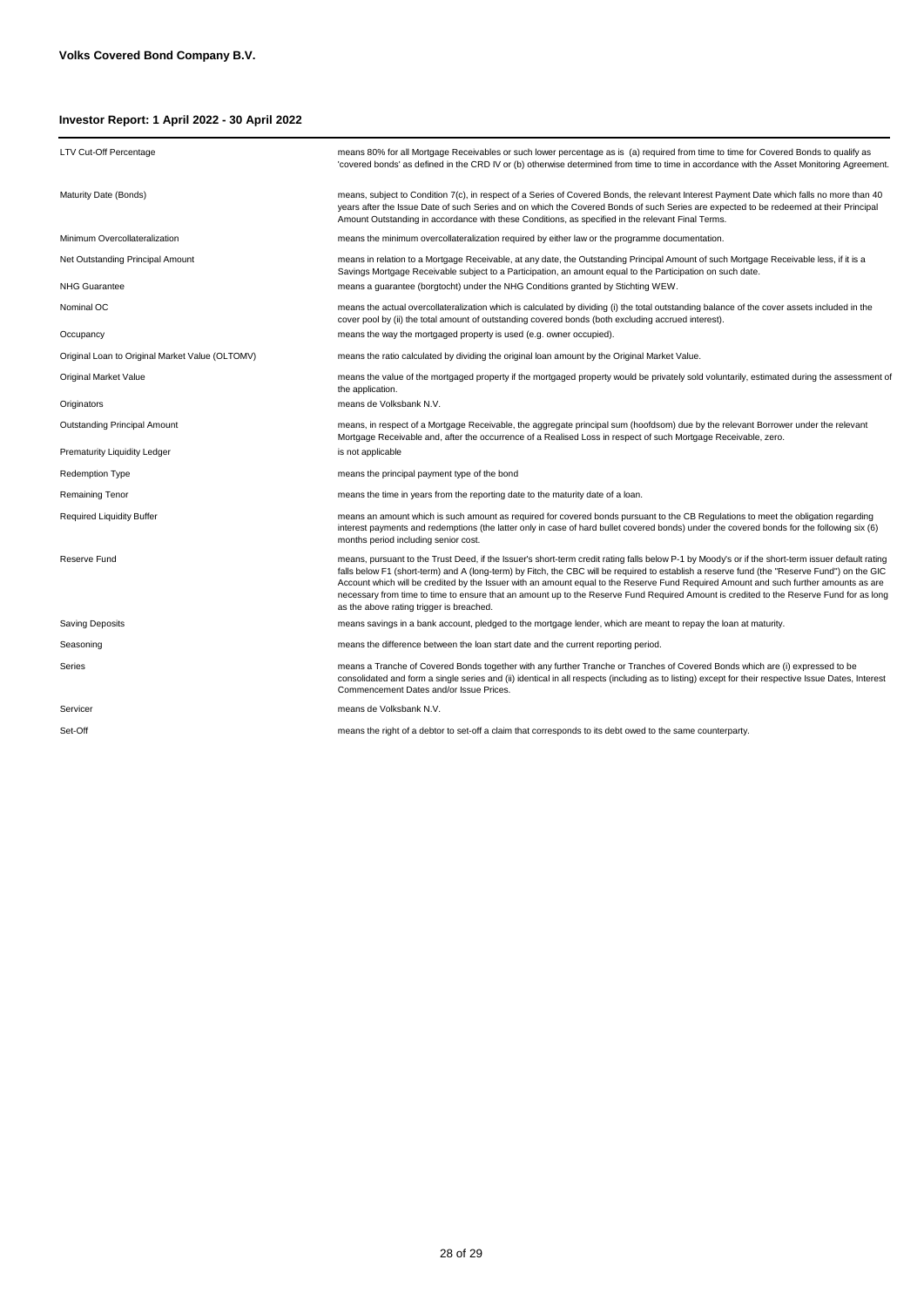**Volks Covered Bond Company B.V.**

**Investor Report: 1 April 2022 - 30 April 2022**

| | |
|---|---|
| LTV Cut-Off Percentage | means 80% for all Mortgage Receivables or such lower percentage as is (a) required from time to time for Covered Bonds to qualify as 'covered bonds' as defined in the CRD IV or (b) otherwise determined from time to time in accordance with the Asset Monitoring Agreement. |
| Maturity Date (Bonds) | means, subject to Condition 7(c), in respect of a Series of Covered Bonds, the relevant Interest Payment Date which falls no more than 40 years after the Issue Date of such Series and on which the Covered Bonds of such Series are expected to be redeemed at their Principal Amount Outstanding in accordance with these Conditions, as specified in the relevant Final Terms. |
| Minimum Overcollateralization | means the minimum overcollateralization required by either law or the programme documentation. |
| Net Outstanding Principal Amount | means in relation to a Mortgage Receivable, at any date, the Outstanding Principal Amount of such Mortgage Receivable less, if it is a Savings Mortgage Receivable subject to a Participation, an amount equal to the Participation on such date. |
| NHG Guarantee | means a guarantee (borgtocht) under the NHG Conditions granted by Stichting WEW. |
| Nominal OC | means the actual overcollateralization which is calculated by dividing (i) the total outstanding balance of the cover assets included in the cover pool by (ii) the total amount of outstanding covered bonds (both excluding accrued interest). |
| Occupancy | means the way the mortgaged property is used (e.g. owner occupied). |
| Original Loan to Original Market Value (OLTOMV) | means the ratio calculated by dividing the original loan amount by the Original Market Value. |
| Original Market Value | means the value of the mortgaged property if the mortgaged property would be privately sold voluntarily, estimated during the assessment of the application. |
| Originators | means de Volksbank N.V. |
| Outstanding Principal Amount | means, in respect of a Mortgage Receivable, the aggregate principal sum (hoofdsom) due by the relevant Borrower under the relevant Mortgage Receivable and, after the occurrence of a Realised Loss in respect of such Mortgage Receivable, zero. |
| Prematurity Liquidity Ledger | is not applicable |
| Redemption Type | means the principal payment type of the bond |
| Remaining Tenor | means the time in years from the reporting date to the maturity date of a loan. |
| Required Liquidity Buffer | means an amount which is such amount as required for covered bonds pursuant to the CB Regulations to meet the obligation regarding interest payments and redemptions (the latter only in case of hard bullet covered bonds) under the covered bonds for the following six (6) months period including senior cost. |
| Reserve Fund | means, pursuant to the Trust Deed, if the Issuer's short-term credit rating falls below P-1 by Moody's or if the short-term issuer default rating falls below F1 (short-term) and A (long-term) by Fitch, the CBC will be required to establish a reserve fund (the "Reserve Fund") on the GIC Account which will be credited by the Issuer with an amount equal to the Reserve Fund Required Amount and such further amounts as are necessary from time to time to ensure that an amount up to the Reserve Fund Required Amount is credited to the Reserve Fund for as long as the above rating trigger is breached. |
| Saving Deposits | means savings in a bank account, pledged to the mortgage lender, which are meant to repay the loan at maturity. |
| Seasoning | means the difference between the loan start date and the current reporting period. |
| Series | means a Tranche of Covered Bonds together with any further Tranche or Tranches of Covered Bonds which are (i) expressed to be consolidated and form a single series and (ii) identical in all respects (including as to listing) except for their respective Issue Dates, Interest Commencement Dates and/or Issue Prices. |
| Servicer | means de Volksbank N.V. |
| Set-Off | means the right of a debtor to set-off a claim that corresponds to its debt owed to the same counterparty. |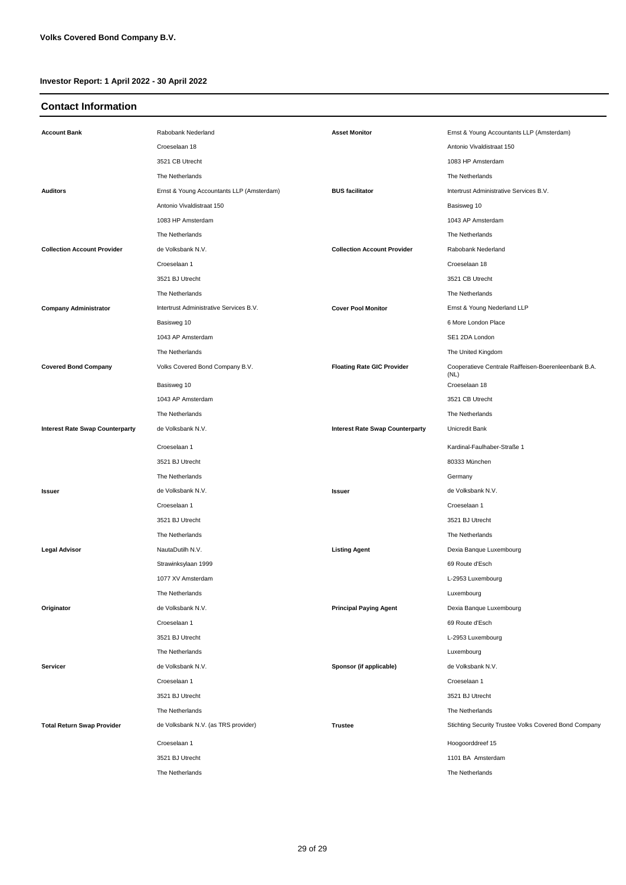**Volks Covered Bond Company B.V.**

**Investor Report: 1 April 2022 - 30 April 2022**

## Contact Information

| | | | |
|---|---|---|---|
| **Account Bank** | Rabobank Nederland | **Asset Monitor** | Ernst & Young Accountants LLP (Amsterdam) |
| | Croeselaan 18 | | Antonio Vivaldistraat 150 |
| | 3521 CB Utrecht | | 1083 HP Amsterdam |
| | The Netherlands | | The Netherlands |
| **Auditors** | Ernst & Young Accountants LLP (Amsterdam) | **BUS facilitator** | Intertrust Administrative Services B.V. |
| | Antonio Vivaldistraat 150 | | Basisweg 10 |
| | 1083 HP Amsterdam | | 1043 AP Amsterdam |
| | The Netherlands | | The Netherlands |
| **Collection Account Provider** | de Volksbank N.V. | **Collection Account Provider** | Rabobank Nederland |
| | Croeselaan 1 | | Croeselaan 18 |
| | 3521 BJ Utrecht | | 3521 CB Utrecht |
| | The Netherlands | | The Netherlands |
| **Company Administrator** | Intertrust Administrative Services B.V. | **Cover Pool Monitor** | Ernst & Young Nederland LLP |
| | Basisweg 10 | | 6 More London Place |
| | 1043 AP Amsterdam | | SE1 2DA London |
| | The Netherlands | | The United Kingdom |
| **Covered Bond Company** | Volks Covered Bond Company B.V. | **Floating Rate GIC Provider** | Cooperatieve Centrale Raiffeisen-Boerenleenbank B.A. (NL) |
| | Basisweg 10 | | Croeselaan 18 |
| | 1043 AP Amsterdam | | 3521 CB Utrecht |
| | The Netherlands | | The Netherlands |
| **Interest Rate Swap Counterparty** | de Volksbank N.V. | **Interest Rate Swap Counterparty** | Unicredit Bank |
| | Croeselaan 1 | | Kardinal-Faulhaber-Straße 1 |
| | 3521 BJ Utrecht | | 80333 München |
| | The Netherlands | | Germany |
| **Issuer** | de Volksbank N.V. | **Issuer** | de Volksbank N.V. |
| | Croeselaan 1 | | Croeselaan 1 |
| | 3521 BJ Utrecht | | 3521 BJ Utrecht |
| | The Netherlands | | The Netherlands |
| **Legal Advisor** | NautaDutilh N.V. | **Listing Agent** | Dexia Banque Luxembourg |
| | Strawinksylaan 1999 | | 69 Route d'Esch |
| | 1077 XV Amsterdam | | L-2953 Luxembourg |
| | The Netherlands | | Luxembourg |
| **Originator** | de Volksbank N.V. | **Principal Paying Agent** | Dexia Banque Luxembourg |
| | Croeselaan 1 | | 69 Route d'Esch |
| | 3521 BJ Utrecht | | L-2953 Luxembourg |
| | The Netherlands | | Luxembourg |
| **Servicer** | de Volksbank N.V. | **Sponsor (if applicable)** | de Volksbank N.V. |
| | Croeselaan 1 | | Croeselaan 1 |
| | 3521 BJ Utrecht | | 3521 BJ Utrecht |
| | The Netherlands | | The Netherlands |
| **Total Return Swap Provider** | de Volksbank N.V. (as TRS provider) | **Trustee** | Stichting Security Trustee Volks Covered Bond Company |
| | Croeselaan 1 | | Hoogoorddreef 15 |
| | 3521 BJ Utrecht | | 1101 BA Amsterdam |
| | The Netherlands | | The Netherlands |